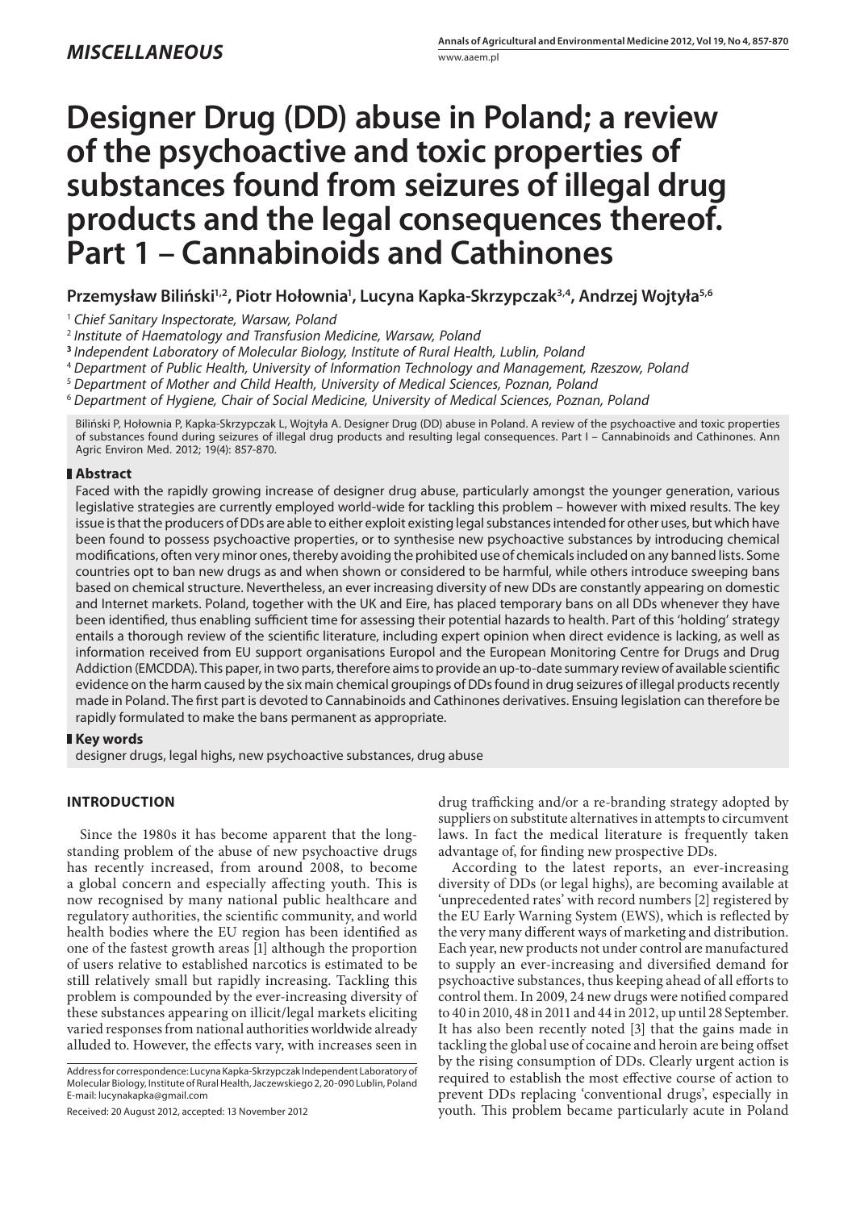*MISCELLANEOUS*

# Designer Drug (DD) abuse in Poland; a review of the psychoactive and toxic properties of substances found from seizures of illegal drug products and the legal consequences thereof. Part 1 – Cannabinoids and Cathinones

**Przemysław Biliński[1,2], Piotr Hołownia[1], Lucyna Kapka-Skrzypczak[3,4], Andrzej Wojtyła[5,6]**

[1] *Chief Sanitary Inspectorate, Warsaw, Poland*
[2] *Institute of Haematology and Transfusion Medicine, Warsaw, Poland*
[3] *Independent Laboratory of Molecular Biology, Institute of Rural Health, Lublin, Poland*
[4] *Department of Public Health, University of Information Technology and Management, Rzeszow, Poland*
[5] *Department of Mother and Child Health, University of Medical Sciences, Poznan, Poland*
[6] *Department of Hygiene, Chair of Social Medicine, University of Medical Sciences, Poznan, Poland*

Biliński P, Hołownia P, Kapka-Skrzypczak L, Wojtyła A. Designer Drug (DD) abuse in Poland. A review of the psychoactive and toxic properties of substances found during seizures of illegal drug products and resulting legal consequences. Part I – Cannabinoids and Cathinones. Ann Agric Environ Med. 2012; 19(4): 857-870.

## Abstract

Faced with the rapidly growing increase of designer drug abuse, particularly amongst the younger generation, various legislative strategies are currently employed world-wide for tackling this problem – however with mixed results. The key issue is that the producers of DDs are able to either exploit existing legal substances intended for other uses, but which have been found to possess psychoactive properties, or to synthesise new psychoactive substances by introducing chemical modifications, often very minor ones, thereby avoiding the prohibited use of chemicals included on any banned lists. Some countries opt to ban new drugs as and when shown or considered to be harmful, while others introduce sweeping bans based on chemical structure. Nevertheless, an ever increasing diversity of new DDs are constantly appearing on domestic and Internet markets. Poland, together with the UK and Eire, has placed temporary bans on all DDs whenever they have been identified, thus enabling sufficient time for assessing their potential hazards to health. Part of this 'holding' strategy entails a thorough review of the scientific literature, including expert opinion when direct evidence is lacking, as well as information received from EU support organisations Europol and the European Monitoring Centre for Drugs and Drug Addiction (EMCDDA). This paper, in two parts, therefore aims to provide an up-to-date summary review of available scientific evidence on the harm caused by the six main chemical groupings of DDs found in drug seizures of illegal products recently made in Poland. The first part is devoted to Cannabinoids and Cathinones derivatives. Ensuing legislation can therefore be rapidly formulated to make the bans permanent as appropriate.

## Key words

designer drugs, legal highs, new psychoactive substances, drug abuse

## INTRODUCTION

Since the 1980s it has become apparent that the long-standing problem of the abuse of new psychoactive drugs has recently increased, from around 2008, to become a global concern and especially affecting youth. This is now recognised by many national public healthcare and regulatory authorities, the scientific community, and world health bodies where the EU region has been identified as one of the fastest growth areas [1] although the proportion of users relative to established narcotics is estimated to be still relatively small but rapidly increasing. Tackling this problem is compounded by the ever-increasing diversity of these substances appearing on illicit/legal markets eliciting varied responses from national authorities worldwide already alluded to. However, the effects vary, with increases seen in drug trafficking and/or a re-branding strategy adopted by suppliers on substitute alternatives in attempts to circumvent laws. In fact the medical literature is frequently taken advantage of, for finding new prospective DDs.

According to the latest reports, an ever-increasing diversity of DDs (or legal highs), are becoming available at 'unprecedented rates' with record numbers [2] registered by the EU Early Warning System (EWS), which is reflected by the very many different ways of marketing and distribution. Each year, new products not under control are manufactured to supply an ever-increasing and diversified demand for psychoactive substances, thus keeping ahead of all efforts to control them. In 2009, 24 new drugs were notified compared to 40 in 2010, 48 in 2011 and 44 in 2012, up until 28 September. It has also been recently noted [3] that the gains made in tackling the global use of cocaine and heroin are being offset by the rising consumption of DDs. Clearly urgent action is required to establish the most effective course of action to prevent DDs replacing 'conventional drugs', especially in youth. This problem became particularly acute in Poland

Address for correspondence: Lucyna Kapka-Skrzypczak Independent Laboratory of Molecular Biology, Institute of Rural Health, Jaczewskiego 2, 20-090 Lublin, Poland
E-mail: lucynakapka@gmail.com

Received: 20 August 2012, accepted: 13 November 2012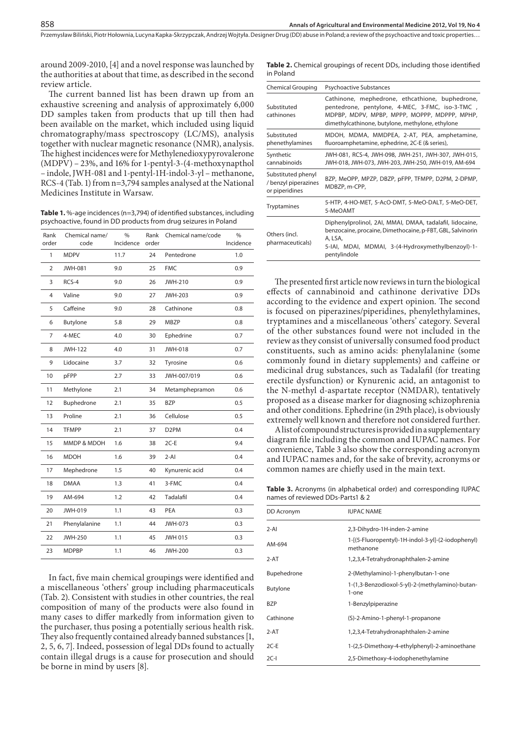around 2009-2010, [4] and a novel response was launched by the authorities at about that time, as described in the second review article.

The current banned list has been drawn up from an exhaustive screening and analysis of approximately 6,000 DD samples taken from products that up till then had been available on the market, which included using liquid chromatography/mass spectroscopy (LC/MS), analysis together with nuclear magnetic resonance (NMR), analysis. The highest incidences were for Methylenedioxypyrovalerone (MDPV) – 23%, and 16% for 1-pentyl-3-(4-methoxynapthol – indole, JWH-081 and 1-pentyl-1H-indol-3-yl – methanone, RCS-4 (Tab. 1) from n=3,794 samples analysed at the National Medicines Institute in Warsaw.

**Table 1.** %-age incidences (n=3,794) of identified substances, including psychoactive, found in DD products from drug seizures in Poland

| Rank order | Chemical name/ code | % Incidence | Rank order | Chemical name/code | % Incidence |
|---|---|---|---|---|---|
| 1 | MDPV | 11.7 | 24 | Pentedrone | 1.0 |
| 2 | JWH-081 | 9.0 | 25 | FMC | 0.9 |
| 3 | RCS-4 | 9.0 | 26 | JWH-210 | 0.9 |
| 4 | Valine | 9.0 | 27 | JWH-203 | 0.9 |
| 5 | Caffeine | 9.0 | 28 | Cathinone | 0.8 |
| 6 | Butylone | 5.8 | 29 | MBZP | 0.8 |
| 7 | 4-MEC | 4.0 | 30 | Ephedrine | 0.7 |
| 8 | JWH-122 | 4.0 | 31 | JWH-018 | 0.7 |
| 9 | Lidocaine | 3.7 | 32 | Tyrosine | 0.6 |
| 10 | pFPP | 2.7 | 33 | JWH-007/019 | 0.6 |
| 11 | Methylone | 2.1 | 34 | Metamphepramon | 0.6 |
| 12 | Buphedrone | 2.1 | 35 | BZP | 0.5 |
| 13 | Proline | 2.1 | 36 | Cellulose | 0.5 |
| 14 | TFMPP | 2.1 | 37 | D2PM | 0.4 |
| 15 | MMDP & MDOH | 1.6 | 38 | 2C-E | 9.4 |
| 16 | MDOH | 1.6 | 39 | 2-AI | 0.4 |
| 17 | Mephedrone | 1.5 | 40 | Kynurenic acid | 0.4 |
| 18 | DMAA | 1.3 | 41 | 3-FMC | 0.4 |
| 19 | AM-694 | 1.2 | 42 | Tadalafil | 0.4 |
| 20 | JWH-019 | 1.1 | 43 | PEA | 0.3 |
| 21 | Phenylalanine | 1.1 | 44 | JWH-073 | 0.3 |
| 22 | JWH-250 | 1.1 | 45 | JWH 015 | 0.3 |
| 23 | MDPBP | 1.1 | 46 | JWH-200 | 0.3 |

In fact, five main chemical groupings were identified and a miscellaneous 'others' group including pharmaceuticals (Tab. 2). Consistent with studies in other countries, the real composition of many of the products were also found in many cases to differ markedly from information given to the purchaser, thus posing a potentially serious health risk. They also frequently contained already banned substances [1, 2, 5, 6, 7]. Indeed, possession of legal DDs found to actually contain illegal drugs is a cause for prosecution and should be borne in mind by users [8].

**Table 2.** Chemical groupings of recent DDs, including those identified in Poland

| Chemical Grouping | Psychoactive Substances |
|---|---|
| Substituted cathinones | Cathinone, mephedrone, ethcathione, buphedrone, pentedrone, pentylone, 4-MEC, 3-FMC, iso-3-TMC , MDPBP, MDPV, MPBP, MPPP, MOPPP, MDPPP, MPHP, dimethylcathinone, butylone, methylone, ethylone |
| Substituted phenethylamines | MDOH, MDMA, MMDPEA, 2-AT, PEA, amphetamine, fluoroamphetamine, ephedrine, 2C-E (& series), |
| Synthetic cannabinoids | JWH-081, RCS-4, JWH-098, JWH-251, JWH-307, JWH-015, JWH-018, JWH-073, JWH-203, JWH-250, JWH-019, AM-694 |
| Substituted phenyl / benzyl piperazines or piperidines | BZP, MeOPP, MPZP, DBZP, pFPP, TFMPP, D2PM, 2-DPMP, MDBZP, m-CPP, |
| Tryptamines | 5-HTP, 4-HO-MET, 5-AcO-DMT, 5-MeO-DALT, 5-MeO-DET, 5-MeOAMT |
| Others (incl. pharmaceuticals) | Diphenylprolinol, 2AI, MMAI, DMAA, tadalafil, lidocaine, benzocaine, procaine, Dimethocaine, p-FBT, GBL, Salvinorin A, LSA, 5-IAI, MDAI, MDMAI, 3-(4-Hydroxymethylbenzoyl)-1-pentylindole |

The presented first article now reviews in turn the biological effects of cannabinoid and cathinone derivative DDs according to the evidence and expert opinion. The second is focused on piperazines/piperidines, phenylethylamines, tryptamines and a miscellaneous 'others' category. Several of the other substances found were not included in the review as they consist of universally consumed food product constituents, such as amino acids: phenylalanine (some commonly found in dietary supplements) and caffeine or medicinal drug substances, such as Tadalafil (for treating erectile dysfunction) or Kynurenic acid, an antagonist to the N-methyl d-aspartate receptor (NMDAR), tentatively proposed as a disease marker for diagnosing schizophrenia and other conditions. Ephedrine (in 29th place), is obviously extremely well known and therefore not considered further.

A list of compound structures is provided in a supplementary diagram file including the common and IUPAC names. For convenience, Table 3 also show the corresponding acronym and IUPAC names and, for the sake of brevity, acronyms or common names are chiefly used in the main text.

**Table 3.** Acronyms (in alphabetical order) and corresponding IUPAC names of reviewed DDs-Parts1 & 2

| DD Acronym | IUPAC NAME |
|---|---|
| 2-AI | 2,3-Dihydro-1H-inden-2-amine |
| AM-694 | 1-[(5-Fluoropentyl)-1H-indol-3-yl]-(2-iodophenyl) methanone |
| 2-AT | 1,2,3,4-Tetrahydronaphthalen-2-amine |
| Bupehedrone | 2-(Methylamino)-1-phenylbutan-1-one |
| Butylone | 1-(1,3-Benzodioxol-5-yl)-2-(methylamino)-butan-1-one |
| BZP | 1-Benzylpiperazine |
| Cathinone | (S)-2-Amino-1-phenyl-1-propanone |
| 2-AT | 1,2,3,4-Tetrahydronaphthalen-2-amine |
| 2C-E | 1-(2,5-Dimethoxy-4-ethylphenyl)-2-aminoethane |
| 2C-I | 2,5-Dimethoxy-4-iodophenethylamine |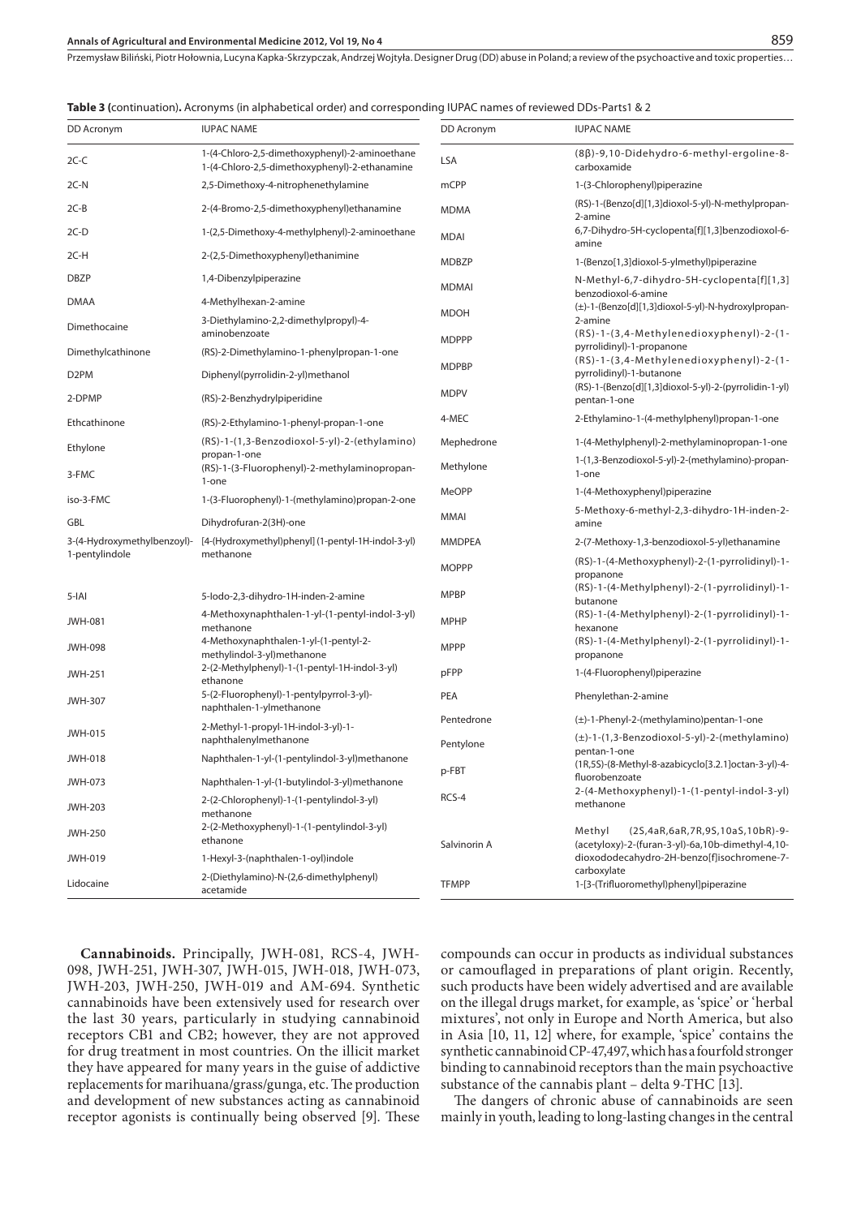**Table 3 (continuation).** Acronyms (in alphabetical order) and corresponding IUPAC names of reviewed DDs-Parts1 & 2

| DD Acronym | IUPAC NAME | DD Acronym | IUPAC NAME |
|---|---|---|---|
| 2C-C | 1-(4-Chloro-2,5-dimethoxyphenyl)-2-aminoethane 1-(4-Chloro-2,5-dimethoxyphenyl)-2-ethanamine | LSA | (8β)-9,10-Didehydro-6-methyl-ergoline-8-carboxamide |
| 2C-N | 2,5-Dimethoxy-4-nitrophenethylamine | mCPP | 1-(3-Chlorophenyl)piperazine |
| 2C-B | 2-(4-Bromo-2,5-dimethoxyphenyl)ethanamine | MDMA | (RS)-1-(Benzo[d][1,3]dioxol-5-yl)-N-methylpropan-2-amine |
| 2C-D | 1-(2,5-Dimethoxy-4-methylphenyl)-2-aminoethane | MDAI | 6,7-Dihydro-5H-cyclopenta[f][1,3]benzodioxol-6-amine |
| 2C-H | 2-(2,5-Dimethoxyphenyl)ethanimine | MDBZP | 1-(Benzo[1,3]dioxol-5-ylmethyl)piperazine |
| DBZP | 1,4-Dibenzylpiperazine | MDMAI | N-Methyl-6,7-dihydro-5H-cyclopenta[f][1,3] benzodioxol-6-amine |
| DMAA | 4-Methylhexan-2-amine | MDOH | (±)-1-(Benzo[d][1,3]dioxol-5-yl)-N-hydroxylpropan-2-amine |
| Dimethocaine | 3-Diethylamino-2,2-dimethylpropyl)-4-aminobenzoate | MDPPP | (RS)-1-(3,4-Methylenedioxyphenyl)-2-(1-pyrrolidinyl)-1-propanone |
| Dimethylcathinone | (RS)-2-Dimethylamino-1-phenylpropan-1-one | MDPBP | (RS)-1-(3,4-Methylenedioxyphenyl)-2-(1-pyrrolidinyl)-1-butanone |
| D2PM | Diphenyl(pyrrolidin-2-yl)methanol | MDPV | (RS)-1-(Benzo[d][1,3]dioxol-5-yl)-2-(pyrrolidin-1-yl) pentan-1-one |
| 2-DPMP | (RS)-2-Benzhydrylpiperidine | 4-MEC | 2-Ethylamino-1-(4-methylphenyl)propan-1-one |
| Ethcathinone | (RS)-2-Ethylamino-1-phenyl-propan-1-one | Mephedrone | 1-(4-Methylphenyl)-2-methylaminopropan-1-one |
| Ethylone | (RS)-1-(1,3-Benzodioxol-5-yl)-2-(ethylamino) propan-1-one | Methylone | 1-(1,3-Benzodioxol-5-yl)-2-(methylamino)-propan-1-one |
| 3-FMC | (RS)-1-(3-Fluorophenyl)-2-methylaminopropan-1-one | MeOPP | 1-(4-Methoxyphenyl)piperazine |
| iso-3-FMC | 1-(3-Fluorophenyl)-1-(methylamino)propan-2-one | MMAI | 5-Methoxy-6-methyl-2,3-dihydro-1H-inden-2-amine |
| GBL | Dihydrofuran-2(3H)-one | MMDPEA | 2-(7-Methoxy-1,3-benzodioxol-5-yl)ethanamine |
| 3-(4-Hydroxymethylbenzoyl)-1-pentylindole | [4-(Hydroxymethyl)phenyl] (1-pentyl-1H-indol-3-yl) methanone | MOPPP | (RS)-1-(4-Methoxyphenyl)-2-(1-pyrrolidinyl)-1-propanone |
| 5-IAI | 5-Iodo-2,3-dihydro-1H-inden-2-amine | MPBP | (RS)-1-(4-Methylphenyl)-2-(1-pyrrolidinyl)-1-butanone |
| JWH-081 | 4-Methoxynaphthalen-1-yl-(1-pentyl-indol-3-yl) methanone | MPHP | (RS)-1-(4-Methylphenyl)-2-(1-pyrrolidinyl)-1-hexanone |
| JWH-098 | 4-Methoxynaphthalen-1-yl-(1-pentyl-2-methylindol-3-yl)methanone | MPPP | (RS)-1-(4-Methylphenyl)-2-(1-pyrrolidinyl)-1-propanone |
| JWH-251 | 2-(2-Methylphenyl)-1-(1-pentyl-1H-indol-3-yl) ethanone | pFPP | 1-(4-Fluorophenyl)piperazine |
| JWH-307 | 5-(2-Fluorophenyl)-1-pentylpyrrol-3-yl)-naphthalen-1-ylmethanone | PEA | Phenylethan-2-amine |
| JWH-015 | 2-Methyl-1-propyl-1H-indol-3-yl)-1-naphthalenylmethanone | Pentedrone | (±)-1-Phenyl-2-(methylamino)pentan-1-one |
| JWH-018 | Naphthalen-1-yl-(1-pentylindol-3-yl)methanone | Pentylone | (±)-1-(1,3-Benzodioxol-5-yl)-2-(methylamino) pentan-1-one |
| JWH-073 | Naphthalen-1-yl-(1-butylindol-3-yl)methanone | p-FBT | (1R,5S)-(8-Methyl-8-azabicyclo[3.2.1]octan-3-yl)-4-fluorobenzoate |
| JWH-203 | 2-(2-Chlorophenyl)-1-(1-pentylindol-3-yl) methanone | RCS-4 | 2-(4-Methoxyphenyl)-1-(1-pentyl-indol-3-yl) methanone |
| JWH-250 | 2-(2-Methoxyphenyl)-1-(1-pentylindol-3-yl) ethanone | Salvinorin A | Methyl (2S,4aR,6aR,7R,9S,10aS,10bR)-9-(acetyloxy)-2-(furan-3-yl)-6a,10b-dimethyl-4,10-dioxododecahydro-2H-benzo[f]isochromene-7-carboxylate |
| JWH-019 | 1-Hexyl-3-(naphthalen-1-oyl)indole | | |
| Lidocaine | 2-(Diethylamino)-N-(2,6-dimethylphenyl) acetamide | TFMPP | 1-[3-(Trifluoromethyl)phenyl]piperazine |

**Cannabinoids.** Principally, JWH-081, RCS-4, JWH-098, JWH-251, JWH-307, JWH-015, JWH-018, JWH-073, JWH-203, JWH-250, JWH-019 and AM-694. Synthetic cannabinoids have been extensively used for research over the last 30 years, particularly in studying cannabinoid receptors CB1 and CB2; however, they are not approved for drug treatment in most countries. On the illicit market they have appeared for many years in the guise of addictive replacements for marihuana/grass/gunga, etc. The production and development of new substances acting as cannabinoid receptor agonists is continually being observed [9]. These compounds can occur in products as individual substances or camouflaged in preparations of plant origin. Recently, such products have been widely advertised and are available on the illegal drugs market, for example, as 'spice' or 'herbal mixtures', not only in Europe and North America, but also in Asia [10, 11, 12] where, for example, 'spice' contains the synthetic cannabinoid CP-47,497, which has a fourfold stronger binding to cannabinoid receptors than the main psychoactive substance of the cannabis plant – delta 9-THC [13].

The dangers of chronic abuse of cannabinoids are seen mainly in youth, leading to long-lasting changes in the central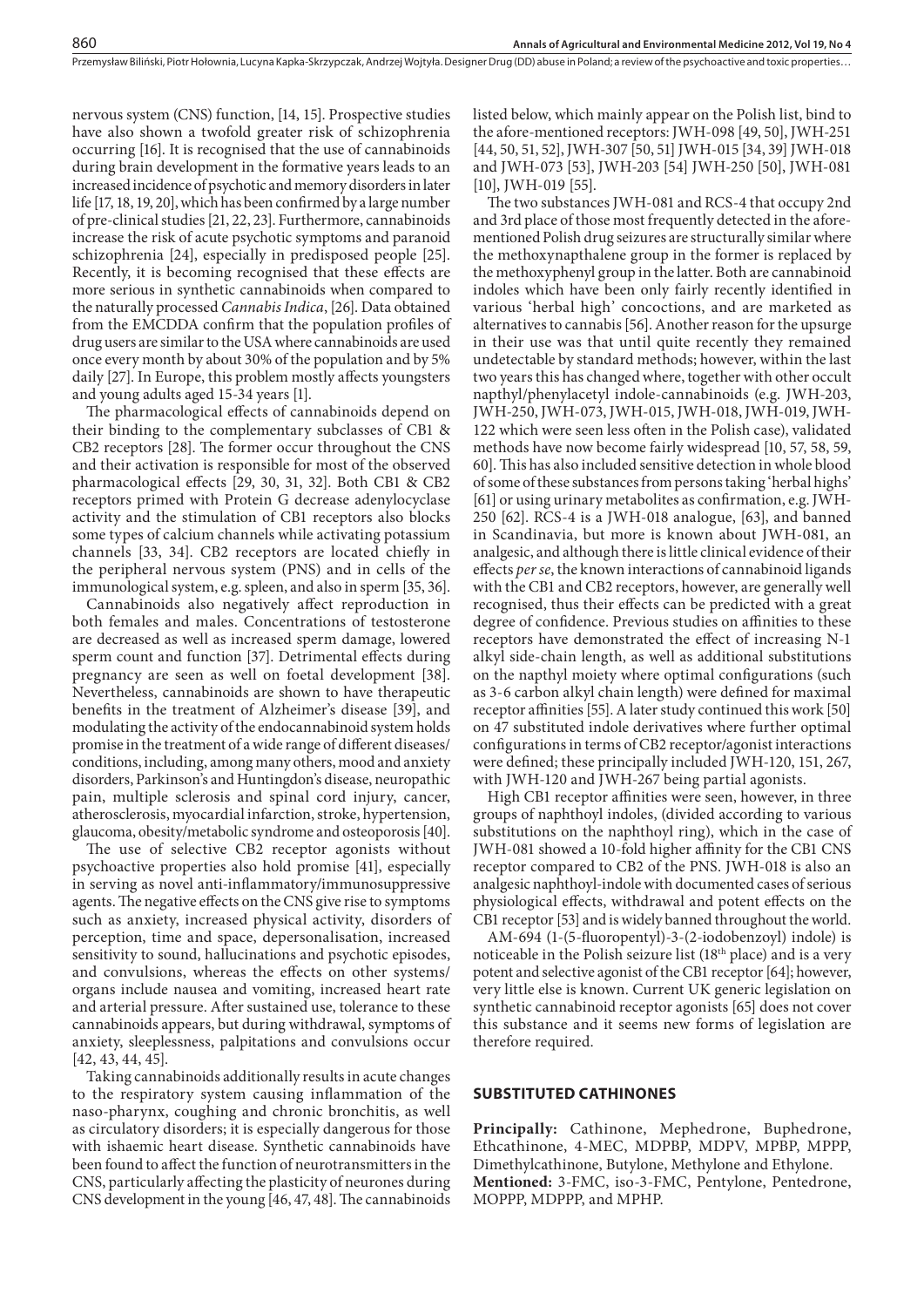nervous system (CNS) function, [14, 15]. Prospective studies have also shown a twofold greater risk of schizophrenia occurring [16]. It is recognised that the use of cannabinoids during brain development in the formative years leads to an increased incidence of psychotic and memory disorders in later life [17, 18, 19, 20], which has been confirmed by a large number of pre-clinical studies [21, 22, 23]. Furthermore, cannabinoids increase the risk of acute psychotic symptoms and paranoid schizophrenia [24], especially in predisposed people [25]. Recently, it is becoming recognised that these effects are more serious in synthetic cannabinoids when compared to the naturally processed *Cannabis Indica*, [26]. Data obtained from the EMCDDA confirm that the population profiles of drug users are similar to the USA where cannabinoids are used once every month by about 30% of the population and by 5% daily [27]. In Europe, this problem mostly affects youngsters and young adults aged 15-34 years [1].

The pharmacological effects of cannabinoids depend on their binding to the complementary subclasses of CB1 & CB2 receptors [28]. The former occur throughout the CNS and their activation is responsible for most of the observed pharmacological effects [29, 30, 31, 32]. Both CB1 & CB2 receptors primed with Protein G decrease adenylocyclase activity and the stimulation of CB1 receptors also blocks some types of calcium channels while activating potassium channels [33, 34]. CB2 receptors are located chiefly in the peripheral nervous system (PNS) and in cells of the immunological system, e.g. spleen, and also in sperm [35, 36].

Cannabinoids also negatively affect reproduction in both females and males. Concentrations of testosterone are decreased as well as increased sperm damage, lowered sperm count and function [37]. Detrimental effects during pregnancy are seen as well on foetal development [38]. Nevertheless, cannabinoids are shown to have therapeutic benefits in the treatment of Alzheimer's disease [39], and modulating the activity of the endocannabinoid system holds promise in the treatment of a wide range of different diseases/conditions, including, among many others, mood and anxiety disorders, Parkinson's and Huntingdon's disease, neuropathic pain, multiple sclerosis and spinal cord injury, cancer, atherosclerosis, myocardial infarction, stroke, hypertension, glaucoma, obesity/metabolic syndrome and osteoporosis [40].

The use of selective CB2 receptor agonists without psychoactive properties also hold promise [41], especially in serving as novel anti-inflammatory/immunosuppressive agents. The negative effects on the CNS give rise to symptoms such as anxiety, increased physical activity, disorders of perception, time and space, depersonalisation, increased sensitivity to sound, hallucinations and psychotic episodes, and convulsions, whereas the effects on other systems/organs include nausea and vomiting, increased heart rate and arterial pressure. After sustained use, tolerance to these cannabinoids appears, but during withdrawal, symptoms of anxiety, sleeplessness, palpitations and convulsions occur [42, 43, 44, 45].

Taking cannabinoids additionally results in acute changes to the respiratory system causing inflammation of the naso-pharynx, coughing and chronic bronchitis, as well as circulatory disorders; it is especially dangerous for those with ishaemic heart disease. Synthetic cannabinoids have been found to affect the function of neurotransmitters in the CNS, particularly affecting the plasticity of neurones during CNS development in the young [46, 47, 48]. The cannabinoids listed below, which mainly appear on the Polish list, bind to the afore-mentioned receptors: JWH-098 [49, 50], JWH-251 [44, 50, 51, 52], JWH-307 [50, 51] JWH-015 [34, 39] JWH-018 and JWH-073 [53], JWH-203 [54] JWH-250 [50], JWH-081 [10], JWH-019 [55].

The two substances JWH-081 and RCS-4 that occupy 2nd and 3rd place of those most frequently detected in the afore-mentioned Polish drug seizures are structurally similar where the methoxynapthalene group in the former is replaced by the methoxyphenyl group in the latter. Both are cannabinoid indoles which have been only fairly recently identified in various 'herbal high' concoctions, and are marketed as alternatives to cannabis [56]. Another reason for the upsurge in their use was that until quite recently they remained undetectable by standard methods; however, within the last two years this has changed where, together with other occult napthyl/phenylacetyl indole-cannabinoids (e.g. JWH-203, JWH-250, JWH-073, JWH-015, JWH-018, JWH-019, JWH-122 which were seen less often in the Polish case), validated methods have now become fairly widespread [10, 57, 58, 59, 60]. This has also included sensitive detection in whole blood of some of these substances from persons taking 'herbal highs' [61] or using urinary metabolites as confirmation, e.g. JWH-250 [62]. RCS-4 is a JWH-018 analogue, [63], and banned in Scandinavia, but more is known about JWH-081, an analgesic, and although there is little clinical evidence of their effects *per se*, the known interactions of cannabinoid ligands with the CB1 and CB2 receptors, however, are generally well recognised, thus their effects can be predicted with a great degree of confidence. Previous studies on affinities to these receptors have demonstrated the effect of increasing N-1 alkyl side-chain length, as well as additional substitutions on the napthyl moiety where optimal configurations (such as 3-6 carbon alkyl chain length) were defined for maximal receptor affinities [55]. A later study continued this work [50] on 47 substituted indole derivatives where further optimal configurations in terms of CB2 receptor/agonist interactions were defined; these principally included JWH-120, 151, 267, with JWH-120 and JWH-267 being partial agonists.

High CB1 receptor affinities were seen, however, in three groups of naphthoyl indoles, (divided according to various substitutions on the naphthoyl ring), which in the case of JWH-081 showed a 10-fold higher affinity for the CB1 CNS receptor compared to CB2 of the PNS. JWH-018 is also an analgesic naphthoyl-indole with documented cases of serious physiological effects, withdrawal and potent effects on the CB1 receptor [53] and is widely banned throughout the world.

AM-694 (1-(5-fluoropentyl)-3-(2-iodobenzoyl) indole) is noticeable in the Polish seizure list (18th place) and is a very potent and selective agonist of the CB1 receptor [64]; however, very little else is known. Current UK generic legislation on synthetic cannabinoid receptor agonists [65] does not cover this substance and it seems new forms of legislation are therefore required.

## SUBSTITUTED CATHINONES

**Principally:** Cathinone, Mephedrone, Buphedrone, Ethcathinone, 4-MEC, MDPBP, MDPV, MPBP, MPPP, Dimethylcathinone, Butylone, Methylone and Ethylone.
**Mentioned:** 3-FMC, iso-3-FMC, Pentylone, Pentedrone, MOPPP, MDPPP, and MPHP.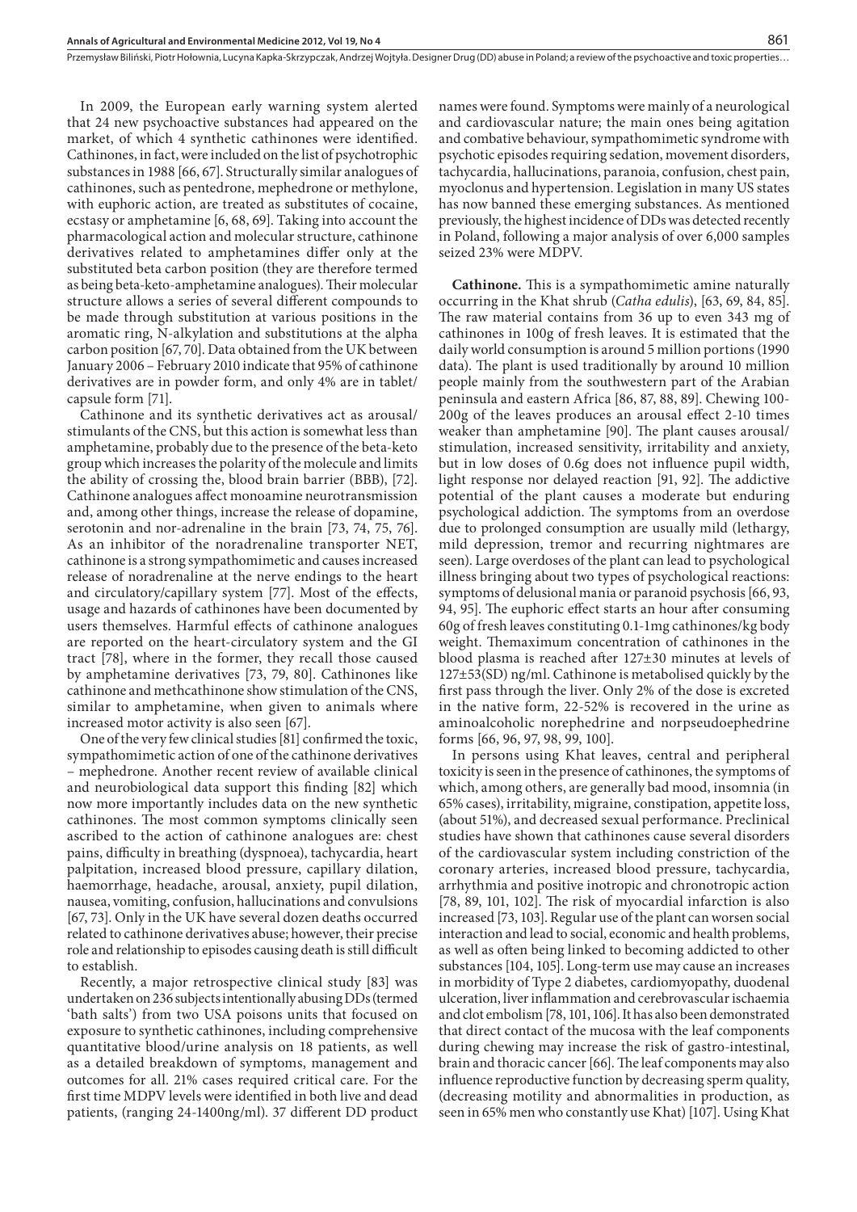In 2009, the European early warning system alerted that 24 new psychoactive substances had appeared on the market, of which 4 synthetic cathinones were identified. Cathinones, in fact, were included on the list of psychotrophic substances in 1988 [66, 67]. Structurally similar analogues of cathinones, such as pentedrone, mephedrone or methylone, with euphoric action, are treated as substitutes of cocaine, ecstasy or amphetamine [6, 68, 69]. Taking into account the pharmacological action and molecular structure, cathinone derivatives related to amphetamines differ only at the substituted beta carbon position (they are therefore termed as being beta-keto-amphetamine analogues). Their molecular structure allows a series of several different compounds to be made through substitution at various positions in the aromatic ring, N-alkylation and substitutions at the alpha carbon position [67, 70]. Data obtained from the UK between January 2006 – February 2010 indicate that 95% of cathinone derivatives are in powder form, and only 4% are in tablet/capsule form [71].

Cathinone and its synthetic derivatives act as arousal/stimulants of the CNS, but this action is somewhat less than amphetamine, probably due to the presence of the beta-keto group which increases the polarity of the molecule and limits the ability of crossing the, blood brain barrier (BBB), [72]. Cathinone analogues affect monoamine neurotransmission and, among other things, increase the release of dopamine, serotonin and nor-adrenaline in the brain [73, 74, 75, 76]. As an inhibitor of the noradrenaline transporter NET, cathinone is a strong sympathomimetic and causes increased release of noradrenaline at the nerve endings to the heart and circulatory/capillary system [77]. Most of the effects, usage and hazards of cathinones have been documented by users themselves. Harmful effects of cathinone analogues are reported on the heart-circulatory system and the GI tract [78], where in the former, they recall those caused by amphetamine derivatives [73, 79, 80]. Cathinones like cathinone and methcathinone show stimulation of the CNS, similar to amphetamine, when given to animals where increased motor activity is also seen [67].

One of the very few clinical studies [81] confirmed the toxic, sympathomimetic action of one of the cathinone derivatives – mephedrone. Another recent review of available clinical and neurobiological data support this finding [82] which now more importantly includes data on the new synthetic cathinones. The most common symptoms clinically seen ascribed to the action of cathinone analogues are: chest pains, difficulty in breathing (dyspnoea), tachycardia, heart palpitation, increased blood pressure, capillary dilation, haemorrhage, headache, arousal, anxiety, pupil dilation, nausea, vomiting, confusion, hallucinations and convulsions [67, 73]. Only in the UK have several dozen deaths occurred related to cathinone derivatives abuse; however, their precise role and relationship to episodes causing death is still difficult to establish.

Recently, a major retrospective clinical study [83] was undertaken on 236 subjects intentionally abusing DDs (termed 'bath salts') from two USA poisons units that focused on exposure to synthetic cathinones, including comprehensive quantitative blood/urine analysis on 18 patients, as well as a detailed breakdown of symptoms, management and outcomes for all. 21% cases required critical care. For the first time MDPV levels were identified in both live and dead patients, (ranging 24-1400ng/ml). 37 different DD product names were found. Symptoms were mainly of a neurological and cardiovascular nature; the main ones being agitation and combative behaviour, sympathomimetic syndrome with psychotic episodes requiring sedation, movement disorders, tachycardia, hallucinations, paranoia, confusion, chest pain, myoclonus and hypertension. Legislation in many US states has now banned these emerging substances. As mentioned previously, the highest incidence of DDs was detected recently in Poland, following a major analysis of over 6,000 samples seized 23% were MDPV.

**Cathinone.** This is a sympathomimetic amine naturally occurring in the Khat shrub (*Catha edulis*), [63, 69, 84, 85]. The raw material contains from 36 up to even 343 mg of cathinones in 100g of fresh leaves. It is estimated that the daily world consumption is around 5 million portions (1990 data). The plant is used traditionally by around 10 million people mainly from the southwestern part of the Arabian peninsula and eastern Africa [86, 87, 88, 89]. Chewing 100-200g of the leaves produces an arousal effect 2-10 times weaker than amphetamine [90]. The plant causes arousal/stimulation, increased sensitivity, irritability and anxiety, but in low doses of 0.6g does not influence pupil width, light response nor delayed reaction [91, 92]. The addictive potential of the plant causes a moderate but enduring psychological addiction. The symptoms from an overdose due to prolonged consumption are usually mild (lethargy, mild depression, tremor and recurring nightmares are seen). Large overdoses of the plant can lead to psychological illness bringing about two types of psychological reactions: symptoms of delusional mania or paranoid psychosis [66, 93, 94, 95]. The euphoric effect starts an hour after consuming 60g of fresh leaves constituting 0.1-1mg cathinones/kg body weight. Themaximum concentration of cathinones in the blood plasma is reached after 127±30 minutes at levels of 127±53(SD) ng/ml. Cathinone is metabolised quickly by the first pass through the liver. Only 2% of the dose is excreted in the native form, 22-52% is recovered in the urine as aminoalcoholic norephedrine and norpseudoephedrine forms [66, 96, 97, 98, 99, 100].

In persons using Khat leaves, central and peripheral toxicity is seen in the presence of cathinones, the symptoms of which, among others, are generally bad mood, insomnia (in 65% cases), irritability, migraine, constipation, appetite loss, (about 51%), and decreased sexual performance. Preclinical studies have shown that cathinones cause several disorders of the cardiovascular system including constriction of the coronary arteries, increased blood pressure, tachycardia, arrhythmia and positive inotropic and chronotropic action [78, 89, 101, 102]. The risk of myocardial infarction is also increased [73, 103]. Regular use of the plant can worsen social interaction and lead to social, economic and health problems, as well as often being linked to becoming addicted to other substances [104, 105]. Long-term use may cause an increases in morbidity of Type 2 diabetes, cardiomyopathy, duodenal ulceration, liver inflammation and cerebrovascular ischaemia and clot embolism [78, 101, 106]. It has also been demonstrated that direct contact of the mucosa with the leaf components during chewing may increase the risk of gastro-intestinal, brain and thoracic cancer [66]. The leaf components may also influence reproductive function by decreasing sperm quality, (decreasing motility and abnormalities in production, as seen in 65% men who constantly use Khat) [107]. Using Khat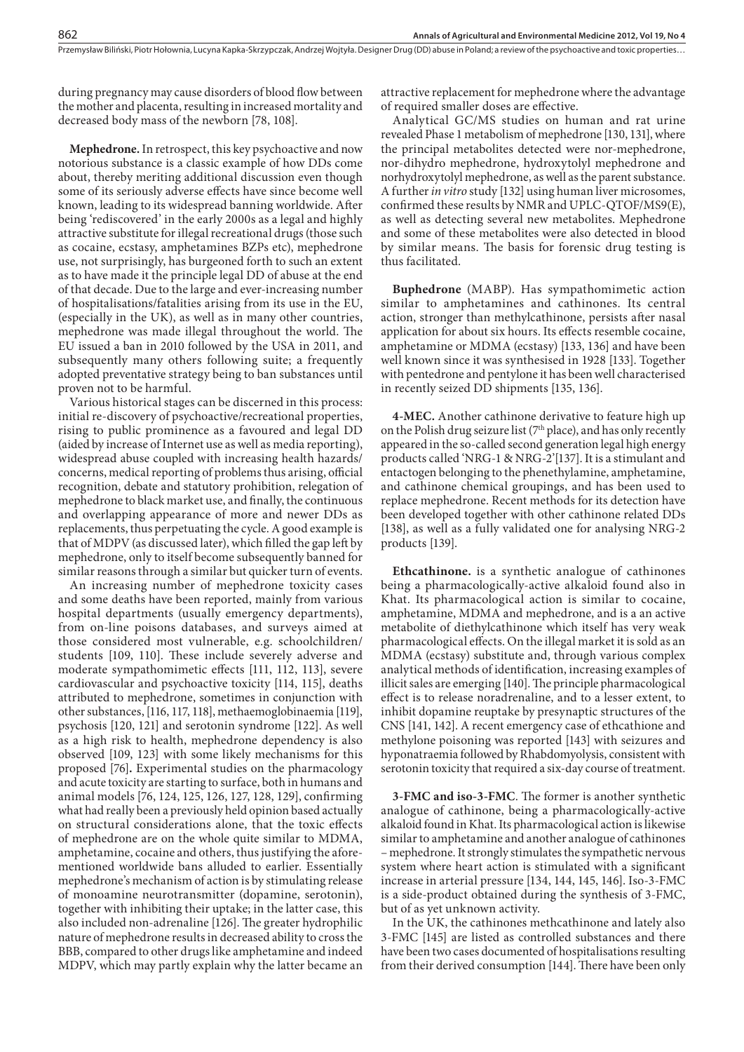during pregnancy may cause disorders of blood flow between the mother and placenta, resulting in increased mortality and decreased body mass of the newborn [78, 108].

**Mephedrone.** In retrospect, this key psychoactive and now notorious substance is a classic example of how DDs come about, thereby meriting additional discussion even though some of its seriously adverse effects have since become well known, leading to its widespread banning worldwide. After being 'rediscovered' in the early 2000s as a legal and highly attractive substitute for illegal recreational drugs (those such as cocaine, ecstasy, amphetamines BZPs etc), mephedrone use, not surprisingly, has burgeoned forth to such an extent as to have made it the principle legal DD of abuse at the end of that decade. Due to the large and ever-increasing number of hospitalisations/fatalities arising from its use in the EU, (especially in the UK), as well as in many other countries, mephedrone was made illegal throughout the world. The EU issued a ban in 2010 followed by the USA in 2011, and subsequently many others following suite; a frequently adopted preventative strategy being to ban substances until proven not to be harmful.

Various historical stages can be discerned in this process: initial re-discovery of psychoactive/recreational properties, rising to public prominence as a favoured and legal DD (aided by increase of Internet use as well as media reporting), widespread abuse coupled with increasing health hazards/concerns, medical reporting of problems thus arising, official recognition, debate and statutory prohibition, relegation of mephedrone to black market use, and finally, the continuous and overlapping appearance of more and newer DDs as replacements, thus perpetuating the cycle. A good example is that of MDPV (as discussed later), which filled the gap left by mephedrone, only to itself become subsequently banned for similar reasons through a similar but quicker turn of events.

An increasing number of mephedrone toxicity cases and some deaths have been reported, mainly from various hospital departments (usually emergency departments), from on-line poisons databases, and surveys aimed at those considered most vulnerable, e.g. schoolchildren/students [109, 110]. These include severely adverse and moderate sympathomimetic effects [111, 112, 113], severe cardiovascular and psychoactive toxicity [114, 115], deaths attributed to mephedrone, sometimes in conjunction with other substances, [116, 117, 118], methaemoglobinaemia [119], psychosis [120, 121] and serotonin syndrome [122]. As well as a high risk to health, mephedrone dependency is also observed [109, 123] with some likely mechanisms for this proposed [76]. Experimental studies on the pharmacology and acute toxicity are starting to surface, both in humans and animal models [76, 124, 125, 126, 127, 128, 129], confirming what had really been a previously held opinion based actually on structural considerations alone, that the toxic effects of mephedrone are on the whole quite similar to MDMA, amphetamine, cocaine and others, thus justifying the aforementioned worldwide bans alluded to earlier. Essentially mephedrone's mechanism of action is by stimulating release of monoamine neurotransmitter (dopamine, serotonin), together with inhibiting their uptake; in the latter case, this also included non-adrenaline [126]. The greater hydrophilic nature of mephedrone results in decreased ability to cross the BBB, compared to other drugs like amphetamine and indeed MDPV, which may partly explain why the latter became an attractive replacement for mephedrone where the advantage of required smaller doses are effective.

Analytical GC/MS studies on human and rat urine revealed Phase 1 metabolism of mephedrone [130, 131], where the principal metabolites detected were nor-mephedrone, nor-dihydro mephedrone, hydroxytolyl mephedrone and norhydroxytolyl mephedrone, as well as the parent substance. A further *in vitro* study [132] using human liver microsomes, confirmed these results by NMR and UPLC-QTOF/MS9(E), as well as detecting several new metabolites. Mephedrone and some of these metabolites were also detected in blood by similar means. The basis for forensic drug testing is thus facilitated.

**Buphedrone** (MABP). Has sympathomimetic action similar to amphetamines and cathinones. Its central action, stronger than methylcathinone, persists after nasal application for about six hours. Its effects resemble cocaine, amphetamine or MDMA (ecstasy) [133, 136] and have been well known since it was synthesised in 1928 [133]. Together with pentedrone and pentylone it has been well characterised in recently seized DD shipments [135, 136].

**4-MEC.** Another cathinone derivative to feature high up on the Polish drug seizure list (7th place), and has only recently appeared in the so-called second generation legal high energy products called 'NRG-1 & NRG-2'[137]. It is a stimulant and entactogen belonging to the phenethylamine, amphetamine, and cathinone chemical groupings, and has been used to replace mephedrone. Recent methods for its detection have been developed together with other cathinone related DDs [138], as well as a fully validated one for analysing NRG-2 products [139].

**Ethcathinone.** is a synthetic analogue of cathinones being a pharmacologically-active alkaloid found also in Khat. Its pharmacological action is similar to cocaine, amphetamine, MDMA and mephedrone, and is a an active metabolite of diethylcathinone which itself has very weak pharmacological effects. On the illegal market it is sold as an MDMA (ecstasy) substitute and, through various complex analytical methods of identification, increasing examples of illicit sales are emerging [140]. The principle pharmacological effect is to release noradrenaline, and to a lesser extent, to inhibit dopamine reuptake by presynaptic structures of the CNS [141, 142]. A recent emergency case of ethcathione and methylone poisoning was reported [143] with seizures and hyponatraemia followed by Rhabdomyolysis, consistent with serotonin toxicity that required a six-day course of treatment.

**3-FMC and iso-3-FMC**. The former is another synthetic analogue of cathinone, being a pharmacologically-active alkaloid found in Khat. Its pharmacological action is likewise similar to amphetamine and another analogue of cathinones – mephedrone. It strongly stimulates the sympathetic nervous system where heart action is stimulated with a significant increase in arterial pressure [134, 144, 145, 146]. Iso-3-FMC is a side-product obtained during the synthesis of 3-FMC, but of as yet unknown activity.

In the UK, the cathinones methcathinone and lately also 3-FMC [145] are listed as controlled substances and there have been two cases documented of hospitalisations resulting from their derived consumption [144]. There have been only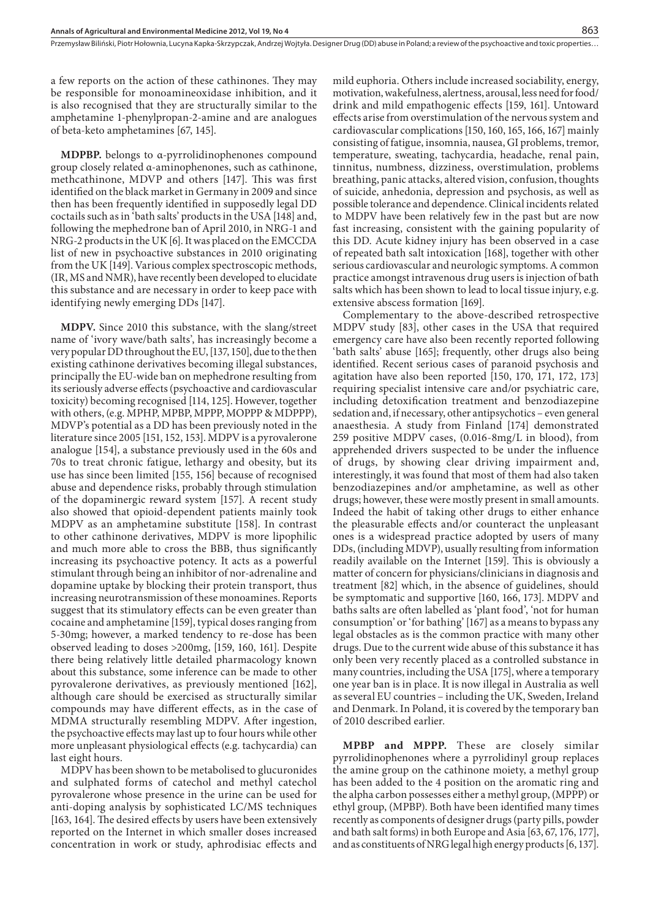a few reports on the action of these cathinones. They may be responsible for monoamineoxidase inhibition, and it is also recognised that they are structurally similar to the amphetamine 1-phenylpropan-2-amine and are analogues of beta-keto amphetamines [67, 145].

**MDPBP.** belongs to α-pyrrolidinophenones compound group closely related α-aminophenones, such as cathinone, methcathinone, MDVP and others [147]. This was first identified on the black market in Germany in 2009 and since then has been frequently identified in supposedly legal DD coctails such as in 'bath salts' products in the USA [148] and, following the mephedrone ban of April 2010, in NRG-1 and NRG-2 products in the UK [6]. It was placed on the EMCCDA list of new in psychoactive substances in 2010 originating from the UK [149]. Various complex spectroscopic methods, (IR, MS and NMR), have recently been developed to elucidate this substance and are necessary in order to keep pace with identifying newly emerging DDs [147].

**MDPV.** Since 2010 this substance, with the slang/street name of 'ivory wave/bath salts', has increasingly become a very popular DD throughout the EU, [137, 150], due to the then existing cathinone derivatives becoming illegal substances, principally the EU-wide ban on mephedrone resulting from its seriously adverse effects (psychoactive and cardiovascular toxicity) becoming recognised [114, 125]. However, together with others, (e.g. MPHP, MPBP, MPPP, MOPPP & MDPPP), MDVP's potential as a DD has been previously noted in the literature since 2005 [151, 152, 153]. MDPV is a pyrovalerone analogue [154], a substance previously used in the 60s and 70s to treat chronic fatigue, lethargy and obesity, but its use has since been limited [155, 156] because of recognised abuse and dependence risks, probably through stimulation of the dopaminergic reward system [157]. A recent study also showed that opioid-dependent patients mainly took MDPV as an amphetamine substitute [158]. In contrast to other cathinone derivatives, MDPV is more lipophilic and much more able to cross the BBB, thus significantly increasing its psychoactive potency. It acts as a powerful stimulant through being an inhibitor of nor-adrenaline and dopamine uptake by blocking their protein transport, thus increasing neurotransmission of these monoamines. Reports suggest that its stimulatory effects can be even greater than cocaine and amphetamine [159], typical doses ranging from 5-30mg; however, a marked tendency to re-dose has been observed leading to doses >200mg, [159, 160, 161]. Despite there being relatively little detailed pharmacology known about this substance, some inference can be made to other pyrovalerone derivatives, as previously mentioned [162], although care should be exercised as structurally similar compounds may have different effects, as in the case of MDMA structurally resembling MDPV. After ingestion, the psychoactive effects may last up to four hours while other more unpleasant physiological effects (e.g. tachycardia) can last eight hours.

MDPV has been shown to be metabolised to glucuronides and sulphated forms of catechol and methyl catechol pyrovalerone whose presence in the urine can be used for anti-doping analysis by sophisticated LC/MS techniques [163, 164]. The desired effects by users have been extensively reported on the Internet in which smaller doses increased concentration in work or study, aphrodisiac effects and mild euphoria. Others include increased sociability, energy, motivation, wakefulness, alertness, arousal, less need for food/drink and mild empathogenic effects [159, 161]. Untoward effects arise from overstimulation of the nervous system and cardiovascular complications [150, 160, 165, 166, 167] mainly consisting of fatigue, insomnia, nausea, GI problems, tremor, temperature, sweating, tachycardia, headache, renal pain, tinnitus, numbness, dizziness, overstimulation, problems breathing, panic attacks, altered vision, confusion, thoughts of suicide, anhedonia, depression and psychosis, as well as possible tolerance and dependence. Clinical incidents related to MDPV have been relatively few in the past but are now fast increasing, consistent with the gaining popularity of this DD. Acute kidney injury has been observed in a case of repeated bath salt intoxication [168], together with other serious cardiovascular and neurologic symptoms. A common practice amongst intravenous drug users is injection of bath salts which has been shown to lead to local tissue injury, e.g. extensive abscess formation [169].

Complementary to the above-described retrospective MDPV study [83], other cases in the USA that required emergency care have also been recently reported following 'bath salts' abuse [165]; frequently, other drugs also being identified. Recent serious cases of paranoid psychosis and agitation have also been reported [150, 170, 171, 172, 173] requiring specialist intensive care and/or psychiatric care, including detoxification treatment and benzodiazepine sedation and, if necessary, other antipsychotics – even general anaesthesia. A study from Finland [174] demonstrated 259 positive MDPV cases, (0.016-8mg/L in blood), from apprehended drivers suspected to be under the influence of drugs, by showing clear driving impairment and, interestingly, it was found that most of them had also taken benzodiazepines and/or amphetamine, as well as other drugs; however, these were mostly present in small amounts. Indeed the habit of taking other drugs to either enhance the pleasurable effects and/or counteract the unpleasant ones is a widespread practice adopted by users of many DDs, (including MDVP), usually resulting from information readily available on the Internet [159]. This is obviously a matter of concern for physicians/clinicians in diagnosis and treatment [82] which, in the absence of guidelines, should be symptomatic and supportive [160, 166, 173]. MDPV and baths salts are often labelled as 'plant food', 'not for human consumption' or 'for bathing' [167] as a means to bypass any legal obstacles as is the common practice with many other drugs. Due to the current wide abuse of this substance it has only been very recently placed as a controlled substance in many countries, including the USA [175], where a temporary one year ban is in place. It is now illegal in Australia as well as several EU countries – including the UK, Sweden, Ireland and Denmark. In Poland, it is covered by the temporary ban of 2010 described earlier.

**MPBP and MPPP.** These are closely similar pyrrolidinophenones where a pyrrolidinyl group replaces the amine group on the cathinone moiety, a methyl group has been added to the 4 position on the aromatic ring and the alpha carbon possesses either a methyl group, (MPPP) or ethyl group, (MPBP). Both have been identified many times recently as components of designer drugs (party pills, powder and bath salt forms) in both Europe and Asia [63, 67, 176, 177], and as constituents of NRG legal high energy products [6, 137].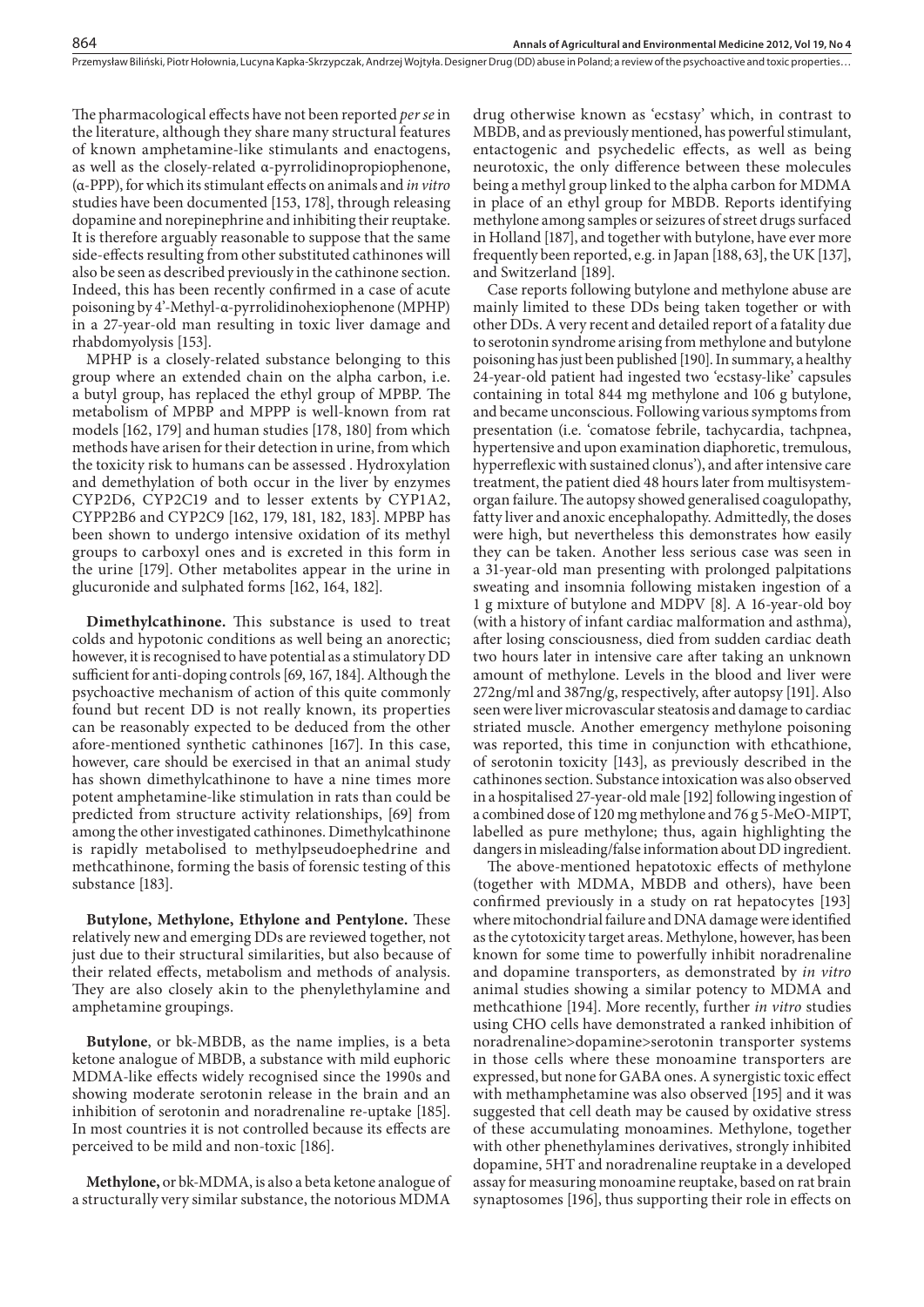The pharmacological effects have not been reported *per se* in the literature, although they share many structural features of known amphetamine-like stimulants and enactogens, as well as the closely-related α-pyrrolidinopropiophenone, (α-PPP), for which its stimulant effects on animals and *in vitro* studies have been documented [153, 178], through releasing dopamine and norepinephrine and inhibiting their reuptake. It is therefore arguably reasonable to suppose that the same side-effects resulting from other substituted cathinones will also be seen as described previously in the cathinone section. Indeed, this has been recently confirmed in a case of acute poisoning by 4'-Methyl-α-pyrrolidinohexiophenone (MPHP) in a 27-year-old man resulting in toxic liver damage and rhabdomyolysis [153].

MPHP is a closely-related substance belonging to this group where an extended chain on the alpha carbon, i.e. a butyl group, has replaced the ethyl group of MPBP. The metabolism of MPBP and MPPP is well-known from rat models [162, 179] and human studies [178, 180] from which methods have arisen for their detection in urine, from which the toxicity risk to humans can be assessed . Hydroxylation and demethylation of both occur in the liver by enzymes CYP2D6, CYP2C19 and to lesser extents by CYP1A2, CYPP2B6 and CYP2C9 [162, 179, 181, 182, 183]. MPBP has been shown to undergo intensive oxidation of its methyl groups to carboxyl ones and is excreted in this form in the urine [179]. Other metabolites appear in the urine in glucuronide and sulphated forms [162, 164, 182].

**Dimethylcathinone.** This substance is used to treat colds and hypotonic conditions as well being an anorectic; however, it is recognised to have potential as a stimulatory DD sufficient for anti-doping controls [69, 167, 184]. Although the psychoactive mechanism of action of this quite commonly found but recent DD is not really known, its properties can be reasonably expected to be deduced from the other afore-mentioned synthetic cathinones [167]. In this case, however, care should be exercised in that an animal study has shown dimethylcathinone to have a nine times more potent amphetamine-like stimulation in rats than could be predicted from structure activity relationships, [69] from among the other investigated cathinones. Dimethylcathinone is rapidly metabolised to methylpseudoephedrine and methcathinone, forming the basis of forensic testing of this substance [183].

**Butylone, Methylone, Ethylone and Pentylone.** These relatively new and emerging DDs are reviewed together, not just due to their structural similarities, but also because of their related effects, metabolism and methods of analysis. They are also closely akin to the phenylethylamine and amphetamine groupings.

**Butylone**, or bk-MBDB, as the name implies, is a beta ketone analogue of MBDB, a substance with mild euphoric MDMA-like effects widely recognised since the 1990s and showing moderate serotonin release in the brain and an inhibition of serotonin and noradrenaline re-uptake [185]. In most countries it is not controlled because its effects are perceived to be mild and non-toxic [186].

**Methylone,** or bk-MDMA, is also a beta ketone analogue of a structurally very similar substance, the notorious MDMA drug otherwise known as 'ecstasy' which, in contrast to MBDB, and as previously mentioned, has powerful stimulant, entactogenic and psychedelic effects, as well as being neurotoxic, the only difference between these molecules being a methyl group linked to the alpha carbon for MDMA in place of an ethyl group for MBDB. Reports identifying methylone among samples or seizures of street drugs surfaced in Holland [187], and together with butylone, have ever more frequently been reported, e.g. in Japan [188, 63], the UK [137], and Switzerland [189].

Case reports following butylone and methylone abuse are mainly limited to these DDs being taken together or with other DDs. A very recent and detailed report of a fatality due to serotonin syndrome arising from methylone and butylone poisoning has just been published [190]. In summary, a healthy 24-year-old patient had ingested two 'ecstasy-like' capsules containing in total 844 mg methylone and 106 g butylone, and became unconscious. Following various symptoms from presentation (i.e. 'comatose febrile, tachycardia, tachpnea, hypertensive and upon examination diaphoretic, tremulous, hyperreflexic with sustained clonus'), and after intensive care treatment, the patient died 48 hours later from multisystem-organ failure. The autopsy showed generalised coagulopathy, fatty liver and anoxic encephalopathy. Admittedly, the doses were high, but nevertheless this demonstrates how easily they can be taken. Another less serious case was seen in a 31-year-old man presenting with prolonged palpitations sweating and insomnia following mistaken ingestion of a 1 g mixture of butylone and MDPV [8]. A 16-year-old boy (with a history of infant cardiac malformation and asthma), after losing consciousness, died from sudden cardiac death two hours later in intensive care after taking an unknown amount of methylone. Levels in the blood and liver were 272ng/ml and 387ng/g, respectively, after autopsy [191]. Also seen were liver microvascular steatosis and damage to cardiac striated muscle. Another emergency methylone poisoning was reported, this time in conjunction with ethcathione, of serotonin toxicity [143], as previously described in the cathinones section. Substance intoxication was also observed in a hospitalised 27-year-old male [192] following ingestion of a combined dose of 120 mg methylone and 76 g 5-MeO-MIPT, labelled as pure methylone; thus, again highlighting the dangers in misleading/false information about DD ingredient.

The above-mentioned hepatotoxic effects of methylone (together with MDMA, MBDB and others), have been confirmed previously in a study on rat hepatocytes [193] where mitochondrial failure and DNA damage were identified as the cytotoxicity target areas. Methylone, however, has been known for some time to powerfully inhibit noradrenaline and dopamine transporters, as demonstrated by *in vitro* animal studies showing a similar potency to MDMA and methcathione [194]. More recently, further *in vitro* studies using CHO cells have demonstrated a ranked inhibition of noradrenaline>dopamine>serotonin transporter systems in those cells where these monoamine transporters are expressed, but none for GABA ones. A synergistic toxic effect with methamphetamine was also observed [195] and it was suggested that cell death may be caused by oxidative stress of these accumulating monoamines. Methylone, together with other phenethylamines derivatives, strongly inhibited dopamine, 5HT and noradrenaline reuptake in a developed assay for measuring monoamine reuptake, based on rat brain synaptosomes [196], thus supporting their role in effects on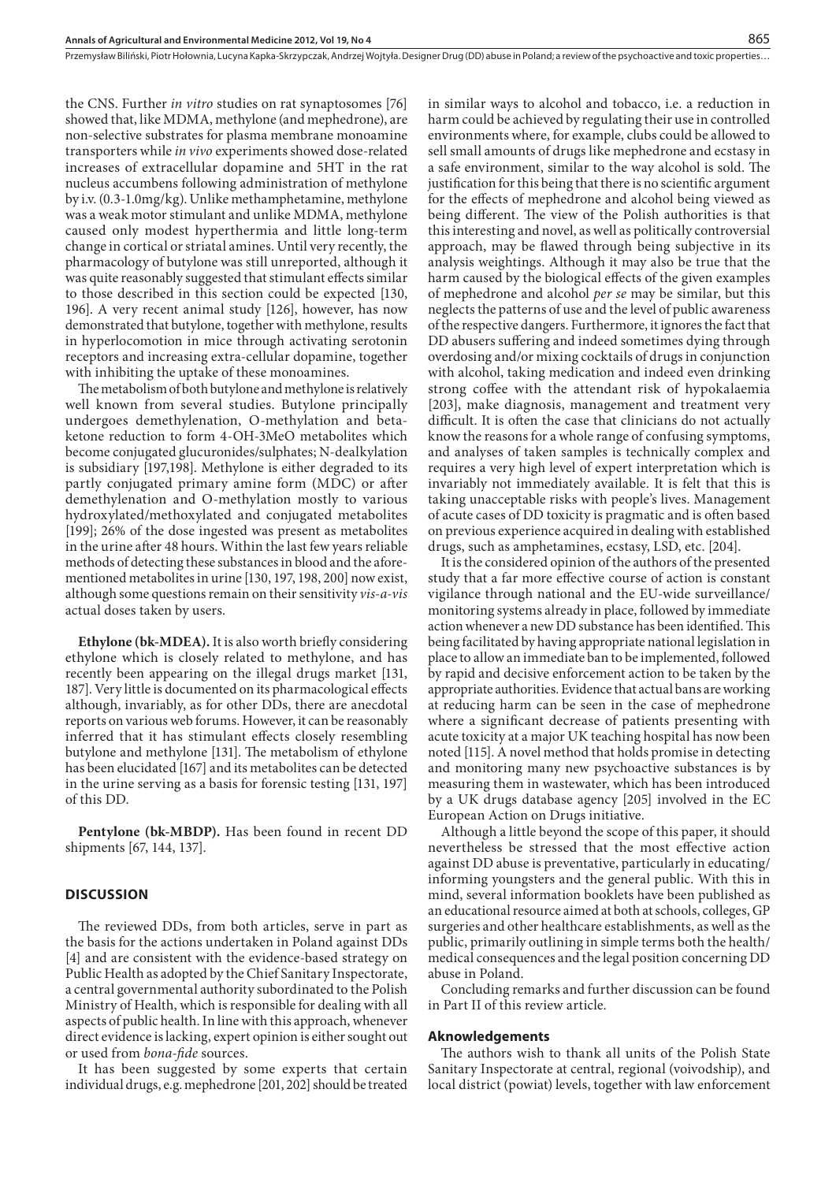the CNS. Further *in vitro* studies on rat synaptosomes [76] showed that, like MDMA, methylone (and mephedrone), are non-selective substrates for plasma membrane monoamine transporters while *in vivo* experiments showed dose-related increases of extracellular dopamine and 5HT in the rat nucleus accumbens following administration of methylone by i.v. (0.3-1.0mg/kg). Unlike methamphetamine, methylone was a weak motor stimulant and unlike MDMA, methylone caused only modest hyperthermia and little long-term change in cortical or striatal amines. Until very recently, the pharmacology of butylone was still unreported, although it was quite reasonably suggested that stimulant effects similar to those described in this section could be expected [130, 196]. A very recent animal study [126], however, has now demonstrated that butylone, together with methylone, results in hyperlocomotion in mice through activating serotonin receptors and increasing extra-cellular dopamine, together with inhibiting the uptake of these monoamines.

The metabolism of both butylone and methylone is relatively well known from several studies. Butylone principally undergoes demethylenation, O-methylation and beta-ketone reduction to form 4-OH-3MeO metabolites which become conjugated glucuronides/sulphates; N-dealkylation is subsidiary [197,198]. Methylone is either degraded to its partly conjugated primary amine form (MDC) or after demethylenation and O-methylation mostly to various hydroxylated/methoxylated and conjugated metabolites [199]; 26% of the dose ingested was present as metabolites in the urine after 48 hours. Within the last few years reliable methods of detecting these substances in blood and the aforementioned metabolites in urine [130, 197, 198, 200] now exist, although some questions remain on their sensitivity *vis-a-vis* actual doses taken by users.

**Ethylone (bk-MDEA).** It is also worth briefly considering ethylone which is closely related to methylone, and has recently been appearing on the illegal drugs market [131, 187]. Very little is documented on its pharmacological effects although, invariably, as for other DDs, there are anecdotal reports on various web forums. However, it can be reasonably inferred that it has stimulant effects closely resembling butylone and methylone [131]. The metabolism of ethylone has been elucidated [167] and its metabolites can be detected in the urine serving as a basis for forensic testing [131, 197] of this DD.

**Pentylone (bk-MBDP).** Has been found in recent DD shipments [67, 144, 137].

## DISCUSSION

The reviewed DDs, from both articles, serve in part as the basis for the actions undertaken in Poland against DDs [4] and are consistent with the evidence-based strategy on Public Health as adopted by the Chief Sanitary Inspectorate, a central governmental authority subordinated to the Polish Ministry of Health, which is responsible for dealing with all aspects of public health. In line with this approach, whenever direct evidence is lacking, expert opinion is either sought out or used from *bona-fide* sources.

It has been suggested by some experts that certain individual drugs, e.g. mephedrone [201, 202] should be treated in similar ways to alcohol and tobacco, i.e. a reduction in harm could be achieved by regulating their use in controlled environments where, for example, clubs could be allowed to sell small amounts of drugs like mephedrone and ecstasy in a safe environment, similar to the way alcohol is sold. The justification for this being that there is no scientific argument for the effects of mephedrone and alcohol being viewed as being different. The view of the Polish authorities is that this interesting and novel, as well as politically controversial approach, may be flawed through being subjective in its analysis weightings. Although it may also be true that the harm caused by the biological effects of the given examples of mephedrone and alcohol *per se* may be similar, but this neglects the patterns of use and the level of public awareness of the respective dangers. Furthermore, it ignores the fact that DD abusers suffering and indeed sometimes dying through overdosing and/or mixing cocktails of drugs in conjunction with alcohol, taking medication and indeed even drinking strong coffee with the attendant risk of hypokalaemia [203], make diagnosis, management and treatment very difficult. It is often the case that clinicians do not actually know the reasons for a whole range of confusing symptoms, and analyses of taken samples is technically complex and requires a very high level of expert interpretation which is invariably not immediately available. It is felt that this is taking unacceptable risks with people's lives. Management of acute cases of DD toxicity is pragmatic and is often based on previous experience acquired in dealing with established drugs, such as amphetamines, ecstasy, LSD, etc. [204].

It is the considered opinion of the authors of the presented study that a far more effective course of action is constant vigilance through national and the EU-wide surveillance/monitoring systems already in place, followed by immediate action whenever a new DD substance has been identified. This being facilitated by having appropriate national legislation in place to allow an immediate ban to be implemented, followed by rapid and decisive enforcement action to be taken by the appropriate authorities. Evidence that actual bans are working at reducing harm can be seen in the case of mephedrone where a significant decrease of patients presenting with acute toxicity at a major UK teaching hospital has now been noted [115]. A novel method that holds promise in detecting and monitoring many new psychoactive substances is by measuring them in wastewater, which has been introduced by a UK drugs database agency [205] involved in the EC European Action on Drugs initiative.

Although a little beyond the scope of this paper, it should nevertheless be stressed that the most effective action against DD abuse is preventative, particularly in educating/informing youngsters and the general public. With this in mind, several information booklets have been published as an educational resource aimed at both at schools, colleges, GP surgeries and other healthcare establishments, as well as the public, primarily outlining in simple terms both the health/medical consequences and the legal position concerning DD abuse in Poland.

Concluding remarks and further discussion can be found in Part II of this review article.

### Aknowledgements

The authors wish to thank all units of the Polish State Sanitary Inspectorate at central, regional (voivodship), and local district (powiat) levels, together with law enforcement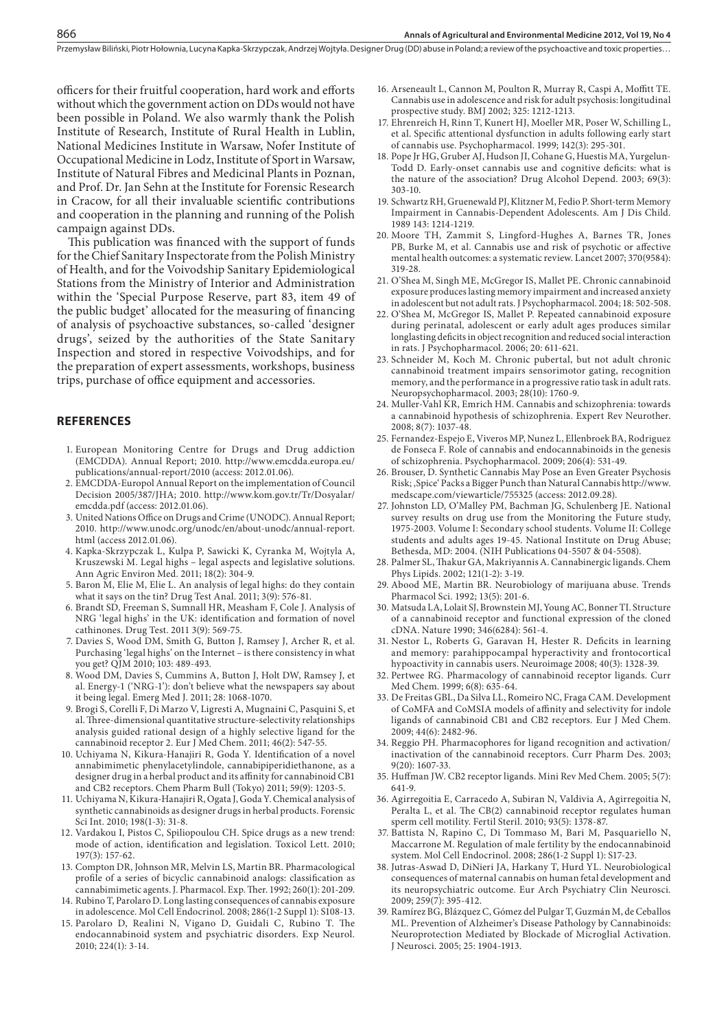officers for their fruitful cooperation, hard work and efforts without which the government action on DDs would not have been possible in Poland. We also warmly thank the Polish Institute of Research, Institute of Rural Health in Lublin, National Medicines Institute in Warsaw, Nofer Institute of Occupational Medicine in Lodz, Institute of Sport in Warsaw, Institute of Natural Fibres and Medicinal Plants in Poznan, and Prof. Dr. Jan Sehn at the Institute for Forensic Research in Cracow, for all their invaluable scientific contributions and cooperation in the planning and running of the Polish campaign against DDs.

This publication was financed with the support of funds for the Chief Sanitary Inspectorate from the Polish Ministry of Health, and for the Voivodship Sanitary Epidemiological Stations from the Ministry of Interior and Administration within the 'Special Purpose Reserve, part 83, item 49 of the public budget' allocated for the measuring of financing of analysis of psychoactive substances, so-called 'designer drugs', seized by the authorities of the State Sanitary Inspection and stored in respective Voivodships, and for the preparation of expert assessments, workshops, business trips, purchase of office equipment and accessories.

## REFERENCES

1. European Monitoring Centre for Drugs and Drug addiction (EMCDDA). Annual Report; 2010. http://www.emcdda.europa.eu/publications/annual-report/2010 (access: 2012.01.06).
2. EMCDDA-Europol Annual Report on the implementation of Council Decision 2005/387/JHA; 2010. http://www.kom.gov.tr/Tr/Dosyalar/emcdda.pdf (access: 2012.01.06).
3. United Nations Office on Drugs and Crime (UNODC). Annual Report; 2010. http://www.unodc.org/unodc/en/about-unodc/annual-report.html (access 2012.01.06).
4. Kapka-Skrzypczak L, Kulpa P, Sawicki K, Cyranka M, Wojtyla A, Kruszewski M. Legal highs – legal aspects and legislative solutions. Ann Agric Environ Med. 2011; 18(2): 304-9.
5. Baron M, Elie M, Elie L. An analysis of legal highs: do they contain what it says on the tin? Drug Test Anal. 2011; 3(9): 576-81.
6. Brandt SD, Freeman S, Sumnall HR, Measham F, Cole J. Analysis of NRG 'legal highs' in the UK: identification and formation of novel cathinones. Drug Test. 2011 3(9): 569-75.
7. Davies S, Wood DM, Smith G, Button J, Ramsey J, Archer R, et al. Purchasing 'legal highs' on the Internet – is there consistency in what you get? QJM 2010; 103: 489-493.
8. Wood DM, Davies S, Cummins A, Button J, Holt DW, Ramsey J, et al. Energy-1 ('NRG-1'): don't believe what the newspapers say about it being legal. Emerg Med J. 2011; 28: 1068-1070.
9. Brogi S, Corelli F, Di Marzo V, Ligresti A, Mugnaini C, Pasquini S, et al. Three-dimensional quantitative structure-selectivity relationships analysis guided rational design of a highly selective ligand for the cannabinoid receptor 2. Eur J Med Chem. 2011; 46(2): 547-55.
10. Uchiyama N, Kikura-Hanajiri R, Goda Y. Identification of a novel annabimimetic phenylacetylindole, cannabipiperidiethanone, as a designer drug in a herbal product and its affinity for cannabinoid CB1 and CB2 receptors. Chem Pharm Bull (Tokyo) 2011; 59(9): 1203-5.
11. Uchiyama N, Kikura-Hanajiri R, Ogata J, Goda Y. Chemical analysis of synthetic cannabinoids as designer drugs in herbal products. Forensic Sci Int. 2010; 198(1-3): 31-8.
12. Vardakou I, Pistos C, Spiliopoulou CH. Spice drugs as a new trend: mode of action, identification and legislation. Toxicol Lett. 2010; 197(3): 157-62.
13. Compton DR, Johnson MR, Melvin LS, Martin BR. Pharmacological profile of a series of bicyclic cannabinoid analogs: classification as cannabimimetic agents. J. Pharmacol. Exp. Ther. 1992; 260(1): 201-209.
14. Rubino T, Parolaro D. Long lasting consequences of cannabis exposure in adolescence. Mol Cell Endocrinol. 2008; 286(1-2 Suppl 1): S108-13.
15. Parolaro D, Realini N, Vigano D, Guidali C, Rubino T. The endocannabinoid system and psychiatric disorders. Exp Neurol. 2010; 224(1): 3-14.
16. Arseneault L, Cannon M, Poulton R, Murray R, Caspi A, Moffitt TE. Cannabis use in adolescence and risk for adult psychosis: longitudinal prospective study. BMJ 2002; 325: 1212-1213.
17. Ehrenreich H, Rinn T, Kunert HJ, Moeller MR, Poser W, Schilling L, et al. Specific attentional dysfunction in adults following early start of cannabis use. Psychopharmacol. 1999; 142(3): 295-301.
18. Pope Jr HG, Gruber AJ, Hudson JI, Cohane G, Huestis MA, Yurgelun-Todd D. Early-onset cannabis use and cognitive deficits: what is the nature of the association? Drug Alcohol Depend. 2003; 69(3): 303-10.
19. Schwartz RH, Gruenewald PJ, Klitzner M, Fedio P. Short-term Memory Impairment in Cannabis-Dependent Adolescents. Am J Dis Child. 1989 143: 1214-1219.
20. Moore TH, Zammit S, Lingford-Hughes A, Barnes TR, Jones PB, Burke M, et al. Cannabis use and risk of psychotic or affective mental health outcomes: a systematic review. Lancet 2007; 370(9584): 319-28.
21. O'Shea M, Singh ME, McGregor IS, Mallet PE. Chronic cannabinoid exposure produces lasting memory impairment and increased anxiety in adolescent but not adult rats. J Psychopharmacol. 2004; 18: 502-508.
22. O'Shea M, McGregor IS, Mallet P. Repeated cannabinoid exposure during perinatal, adolescent or early adult ages produces similar longlasting deficits in object recognition and reduced social interaction in rats. J Psychopharmacol. 2006; 20: 611-621.
23. Schneider M, Koch M. Chronic pubertal, but not adult chronic cannabinoid treatment impairs sensorimotor gating, recognition memory, and the performance in a progressive ratio task in adult rats. Neuropsychopharmacol. 2003; 28(10): 1760-9.
24. Muller-Vahl KR, Emrich HM. Cannabis and schizophrenia: towards a cannabinoid hypothesis of schizophrenia. Expert Rev Neurother. 2008; 8(7): 1037-48.
25. Fernandez-Espejo E, Viveros MP, Nunez L, Ellenbroek BA, Rodriguez de Fonseca F. Role of cannabis and endocannabinoids in the genesis of schizophrenia. Psychopharmacol. 2009; 206(4): 531-49.
26. Brouser, D. Synthetic Cannabis May Pose an Even Greater Psychosis Risk; ,Spice' Packs a Bigger Punch than Natural Cannabis http://www.medscape.com/viewarticle/755325 (access: 2012.09.28).
27. Johnston LD, O'Malley PM, Bachman JG, Schulenberg JE. National survey results on drug use from the Monitoring the Future study, 1975-2003. Volume I: Secondary school students. Volume II: College students and adults ages 19-45. National Institute on Drug Abuse; Bethesda, MD: 2004. (NIH Publications 04-5507 & 04-5508).
28. Palmer SL, Thakur GA, Makriyannis A. Cannabinergic ligands. Chem Phys Lipids. 2002; 121(1-2): 3-19.
29. Abood ME, Martin BR. Neurobiology of marijuana abuse. Trends Pharmacol Sci. 1992; 13(5): 201-6.
30. Matsuda LA, Lolait SJ, Brownstein MJ, Young AC, Bonner TI. Structure of a cannabinoid receptor and functional expression of the cloned cDNA. Nature 1990; 346(6284): 561-4.
31. Nestor L, Roberts G, Garavan H, Hester R. Deficits in learning and memory: parahippocampal hyperactivity and frontocortical hypoactivity in cannabis users. Neuroimage 2008; 40(3): 1328-39.
32. Pertwee RG. Pharmacology of cannabinoid receptor ligands. Curr Med Chem. 1999; 6(8): 635-64.
33. De Freitas GBL, Da Silva LL, Romeiro NC, Fraga CAM. Development of CoMFA and CoMSIA models of affinity and selectivity for indole ligands of cannabinoid CB1 and CB2 receptors. Eur J Med Chem. 2009; 44(6): 2482-96.
34. Reggio PH. Pharmacophores for ligand recognition and activation/inactivation of the cannabinoid receptors. Curr Pharm Des. 2003; 9(20): 1607-33.
35. Huffman JW. CB2 receptor ligands. Mini Rev Med Chem. 2005; 5(7): 641-9.
36. Agirregoitia E, Carracedo A, Subiran N, Valdivia A, Agirregoitia N, Peralta L, et al. The CB(2) cannabinoid receptor regulates human sperm cell motility. Fertil Steril. 2010; 93(5): 1378-87.
37. Battista N, Rapino C, Di Tommaso M, Bari M, Pasquariello N, Maccarrone M. Regulation of male fertility by the endocannabinoid system. Mol Cell Endocrinol. 2008; 286(1-2 Suppl 1): S17-23.
38. Jutras-Aswad D, DiNieri JA, Harkany T, Hurd YL. Neurobiological consequences of maternal cannabis on human fetal development and its neuropsychiatric outcome. Eur Arch Psychiatry Clin Neurosci. 2009; 259(7): 395-412.
39. Ramírez BG, Blázquez C, Gómez del Pulgar T, Guzmán M, de Ceballos ML. Prevention of Alzheimer's Disease Pathology by Cannabinoids: Neuroprotection Mediated by Blockade of Microglial Activation. J Neurosci. 2005; 25: 1904-1913.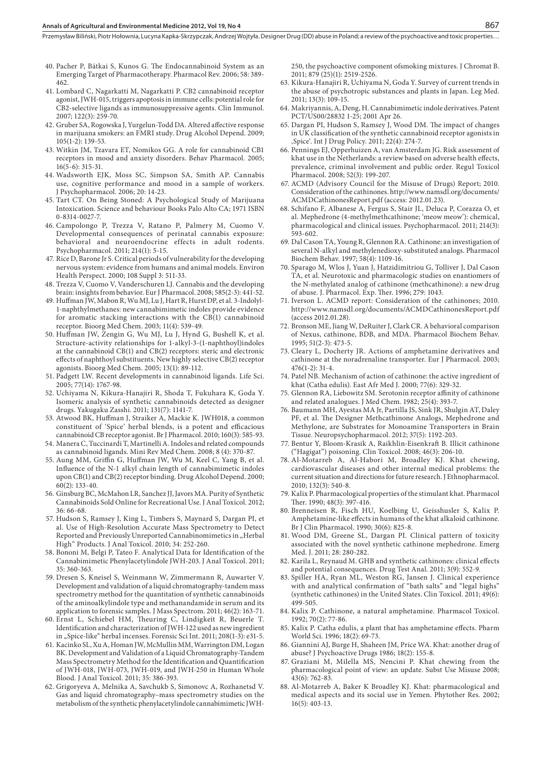40. Pacher P, Bátkai S, Kunos G. The Endocannabinoid System as an Emerging Target of Pharmacotherapy. Pharmacol Rev. 2006; 58: 389-462.
41. Lombard C, Nagarkatti M, Nagarkatti P. CB2 cannabinoid receptor agonist, JWH-015, triggers apoptosis in immune cells: potential role for CB2-selective ligands as immunosuppressive agents. Clin Immunol. 2007; 122(3): 259-70.
42. Gruber SA, Rogowska J, Yurgelun-Todd DA. Altered affective response in marijuana smokers: an FMRI study. Drug Alcohol Depend. 2009; 105(1-2): 139-53.
43. Witkin JM, Tzavara ET, Nomikos GG. A role for cannabinoid CB1 receptors in mood and anxiety disorders. Behav Pharmacol. 2005; 16(5-6): 315-31.
44. Wadsworth EJK, Moss SC, Simpson SA, Smith AP. Cannabis use, cognitive performance and mood in a sample of workers. J Psychopharmacol. 2006; 20: 14-23.
45. Tart CT. On Being Stoned: A Psychological Study of Marijuana Intoxication. Science and behaviour Books Palo Alto CA; 1971 ISBN 0-8314-0027-7.
46. Campolongo P, Trezza V, Ratano P, Palmery M, Cuomo V. Developmental consequences of perinatal cannabis exposure: behavioral and neuroendocrine effects in adult rodents. Psychopharmacol. 2011; 214(1): 5-15.
47. Rice D, Barone Jr S. Critical periods of vulnerability for the developing nervous system: evidence from humans and animal models. Environ Health Perspect. 2000; 108 Suppl 3: 511-33.
48. Trezza V, Cuomo V, Vanderschuren LJ. Cannabis and the developing brain: insights from behavior. Eur J Pharmacol. 2008; 585(2-3): 441-52.
49. Huffman JW, Mabon R, Wu MJ, Lu J, Hart R, Hurst DP, et al. 3-Indolyl-1-naphthylmethanes: new cannabimimetic indoles provide evidence for aromatic stacking interactions with the CB(1) cannabinoid receptor. Bioorg Med Chem. 2003; 11(4): 539-49.
50. Huffman JW, Zengin G, Wu MJ, Lu J, Hynd G, Bushell K, et al. Structure-activity relationships for 1-alkyl-3-(1-naphthoyl)indoles at the cannabinoid CB(1) and CB(2) receptors: steric and electronic effects of naphthoyl substituents. New highly selective CB(2) receptor agonists. Bioorg Med Chem. 2005; 13(1): 89-112.
51. Padgett LW. Recent developments in cannabinoid ligands. Life Sci. 2005; 77(14): 1767-98.
52. Uchiyama N, Kikura-Hanajiri R, Shoda T, Fukuhara K, Goda Y. Isomeric analysis of synthetic cannabinoids detected as designer drugs. Yakugaku Zasshi. 2011; 131(7): 1141-7.
53. Atwood BK, Huffman J, Straiker A, Mackie K. JWH018, a common constituent of 'Spice' herbal blends, is a potent and efficacious cannabinoid CB receptor agonist. Br J Pharmacol. 2010; 160(3): 585-93.
54. Manera C, Tuccinardi T, Martinelli A. Indoles and related compounds as cannabinoid ligands. Mini Rev Med Chem. 2008; 8 (4): 370-87.
55. Aung MM, Griffin G, Huffman JW, Wu M, Keel C, Yang B, et al. Influence of the N-1 alkyl chain length of cannabimimetic indoles upon CB(1) and CB(2) receptor binding. Drug Alcohol Depend. 2000; 60(2): 133-40.
56. Ginsburg BC, McMahon LR, Sanchez JJ, Javors MA. Purity of Synthetic Cannabinoids Sold Online for Recreational Use. J Anal Toxicol. 2012; 36: 66-68.
57. Hudson S, Ramsey J, King L, Timbers S, Maynard S, Dargan PI, et al. Use of High-Resolution Accurate Mass Spectrometry to Detect Reported and Previously Unreported Cannabinomimetics in „Herbal High" Products. J Anal Toxicol. 2010; 34: 252-260.
58. Bononi M, Belgi P, Tateo F. Analytical Data for Identification of the Cannabimimetic Phenylacetylindole JWH-203. J Anal Toxicol. 2011; 35: 360-363.
59. Dresen S, Kneisel S, Weinmann W, Zimmermann R, Auwarter V. Development and validation of a liquid chromatography-tandem mass spectrometry method for the quantitation of synthetic cannabinoids of the aminoalkylindole type and methanandamide in serum and its application to forensic samples. J Mass Spectrom. 2011; 46(2): 163-71.
60. Ernst L, Schiebel HM, Theuring C, Lindigkeit R, Beuerle T. Identification and characterization of JWH-122 used as new ingredient in „Spice-like" herbal incenses. Forensic Sci Int. 2011; 208(1-3): e31-5.
61. Kacinko SL, Xu A, Homan JW, McMullin MM, Warrington DM, Logan BK. Development and Validation of a Liquid Chromatography-Tandem Mass Spectrometry Method for the Identification and Quantification of JWH-018, JWH-073, JWH-019, and JWH-250 in Human Whole Blood. J Anal Toxicol. 2011; 35: 386-393.
62. Grigoryeva A, Melnika A, Savchukb S, Simonovc A, Rozhanetsd V. Gas and liquid chromatography–mass spectrometry studies on the metabolism of the synthetic phenylacetylindole cannabimimetic JWH-250, the psychoactive component ofsmoking mixtures. J Chromat B. 2011; 879 (25)(1): 2519-2526.
63. Kikura-Hanajiri R, Uchiyama N, Goda Y. Survey of current trends in the abuse of psychotropic substances and plants in Japan. Leg Med. 2011; 13(3): 109-15.
64. Makriyannis, A, Deng, H. Cannabimimetic indole derivatives. Patent PCT/US00/28832 1-25; 2001 Apr 26.
65. Dargan PI, Hudson S, Ramsey J, Wood DM. The impact of changes in UK classification of the synthetic cannabinoid receptor agonists in ‚Spice'. Int J Drug Policy. 2011; 22(4): 274-7.
66. Pennings EJ, Opperhuizen A, van Amsterdam JG. Risk assessment of khat use in the Netherlands: a review based on adverse health effects, prevalence, criminal involvement and public order. Regul Toxicol Pharmacol. 2008; 52(3): 199-207.
67. ACMD (Advisory Council for the Misuse of Drugs) Report; 2010. Consideration of the cathinones. http://www.namsdl.org/documents/ACMDCathinonesReport.pdf (access: 2012.01.23).
68. Schifano F, Albanese A, Fergus S, Stair JL, Deluca P, Corazza O, et al. Mephedrone (4-methylmethcathinone; 'meow meow'): chemical, pharmacological and clinical issues. Psychopharmacol. 2011; 214(3): 593-602.
69. Dal Cason TA, Young R, Glennon RA. Cathinone: an investigation of several N-alkyl and methylenedioxy-substituted analogs. Pharmacol Biochem Behav. 1997; 58(4): 1109-16.
70. Sparago M, Wlos J, Yuan J, Hatzidimitriou G, Tolliver J, Dal Cason TA, et al. Neurotoxic and pharmacologic studies on enantiomers of the N-methylated analog of cathinone (methcathinone): a new drug of abuse. J. Pharmacol. Exp. Ther. 1996; 279: 1043.
71. Iverson L. ACMD report: Consideration of the cathinones; 2010. http://www.namsdl.org/documents/ACMDCathinonesReport.pdf (access 2012.01.28).
72. Bronson ME, Jiang W, DeRuiter J, Clark CR. A behavioral comparison of Nexus, cathinone, BDB, and MDA. Pharmacol Biochem Behav. 1995; 51(2-3): 473-5.
73. Cleary L, Docherty JR. Actions of amphetamine derivatives and cathinone at the noradrenaline transporter. Eur J Pharmacol. 2003; 476(1-2): 31-4.
74. Patel NB. Mechanism of action of cathinone: the active ingredient of khat (Catha edulis). East Afr Med J. 2000; 77(6): 329-32.
75. Glennon RA, Liebowitz SM. Serotonin receptor affinity of cathinone and related analogues. J Med Chem. 1982; 25(4): 393-7.
76. Baumann MH, Ayestas MA Jr, Partilla JS, Sink JR, Shulgin AT, Daley PF, et al. The Designer Methcathinone Analogs, Mephedrone and Methylone, are Substrates for Monoamine Transporters in Brain Tissue. Neuropsychopharmacol. 2012; 37(5): 1192-203.
77. Bentur Y, Bloom-Krasik A, Raikhlin-Eisenkraft B. Illicit cathinone ("Hagigat") poisoning. Clin Toxicol. 2008; 46(3): 206-10.
78. Al-Motarreb A, Al-Habori M, Broadley KJ. Khat chewing, cardiovascular diseases and other internal medical problems: the current situation and directions for future research. J Ethnopharmacol. 2010; 132(3): 540-8.
79. Kalix P. Pharmacological properties of the stimulant khat. Pharmacol Ther. 1990; 48(3): 397-416.
80. Brenneisen R, Fisch HU, Koelbing U, Geisshusler S, Kalix P. Amphetamine-like effects in humans of the khat alkaloid cathinone. Br J Clin Pharmacol. 1990; 30(6): 825-8.
81. Wood DM, Greene SL, Dargan PI. Clinical pattern of toxicity associated with the novel synthetic cathinone mephedrone. Emerg Med. J. 2011; 28: 280-282.
82. Karila L, Reynaud M. GHB and synthetic cathinones: clinical effects and potential consequences. Drug Test Anal. 2011; 3(9): 552-9.
83. Spiller HA, Ryan ML, Weston RG, Jansen J. Clinical experience with and analytical confirmation of "bath salts" and "legal highs" (synthetic cathinones) in the United States. Clin Toxicol. 2011; 49(6): 499-505.
84. Kalix P. Cathinone, a natural amphetamine. Pharmacol Toxicol. 1992; 70(2): 77-86.
85. Kalix P. Catha edulis, a plant that has amphetamine effects. Pharm World Sci. 1996; 18(2): 69-73.
86. Giannini AJ, Burge H, Shaheen JM, Price WA. Khat: another drug of abuse? J Psychoactive Drugs 1986; 18(2): 155-8.
87. Graziani M, Milella MS, Nencini P. Khat chewing from the pharmacological point of view: an update. Subst Use Misuse 2008; 43(6): 762-83.
88. Al-Motarreb A, Baker K Broadley KJ. Khat: pharmacological and medical aspects and its social use in Yemen. Phytother Res. 2002; 16(5): 403-13.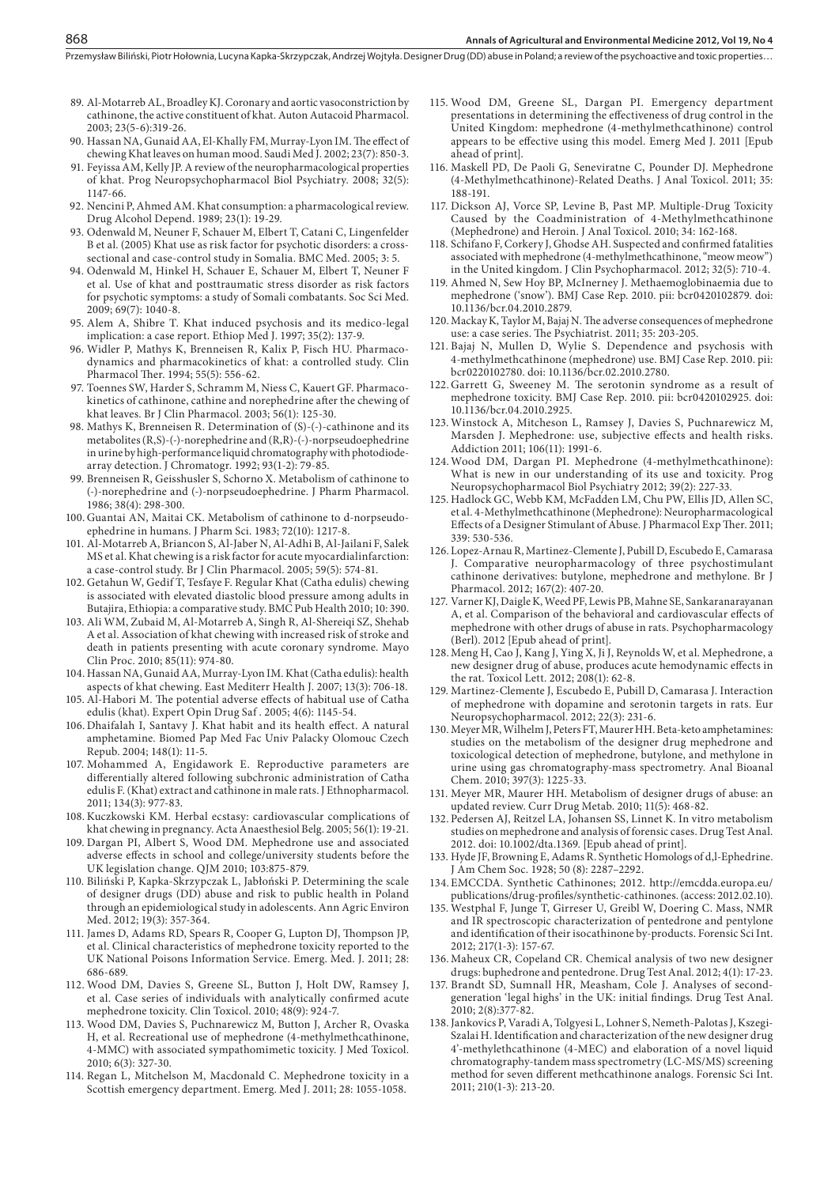89. Al-Motarreb AL, Broadley KJ. Coronary and aortic vasoconstriction by cathinone, the active constituent of khat. Auton Autacoid Pharmacol. 2003; 23(5-6):319-26.
90. Hassan NA, Gunaid AA, El-Khally FM, Murray-Lyon IM. The effect of chewing Khat leaves on human mood. Saudi Med J. 2002; 23(7): 850-3.
91. Feyissa AM, Kelly JP. A review of the neuropharmacological properties of khat. Prog Neuropsychopharmacol Biol Psychiatry. 2008; 32(5): 1147-66.
92. Nencini P, Ahmed AM. Khat consumption: a pharmacological review. Drug Alcohol Depend. 1989; 23(1): 19-29.
93. Odenwald M, Neuner F, Schauer M, Elbert T, Catani C, Lingenfelder B et al. (2005) Khat use as risk factor for psychotic disorders: a cross-sectional and case-control study in Somalia. BMC Med. 2005; 3: 5.
94. Odenwald M, Hinkel H, Schauer E, Schauer M, Elbert T, Neuner F et al. Use of khat and posttraumatic stress disorder as risk factors for psychotic symptoms: a study of Somali combatants. Soc Sci Med. 2009; 69(7): 1040-8.
95. Alem A, Shibre T. Khat induced psychosis and its medico-legal implication: a case report. Ethiop Med J. 1997; 35(2): 137-9.
96. Widler P, Mathys K, Brenneisen R, Kalix P, Fisch HU. Pharmacodynamics and pharmacokinetics of khat: a controlled study. Clin Pharmacol Ther. 1994; 55(5): 556-62.
97. Toennes SW, Harder S, Schramm M, Niess C, Kauert GF. Pharmacokinetics of cathinone, cathine and norephedrine after the chewing of khat leaves. Br J Clin Pharmacol. 2003; 56(1): 125-30.
98. Mathys K, Brenneisen R. Determination of (S)-(-)-cathinone and its metabolites (R,S)-(-)-norephedrine and (R,R)-(-)-norpseudoephedrine in urine by high-performance liquid chromatography with photodiode-array detection. J Chromatogr. 1992; 93(1-2): 79-85.
99. Brenneisen R, Geisshusler S, Schorno X. Metabolism of cathinone to (-)-norephedrine and (-)-norpseudoephedrine. J Pharm Pharmacol. 1986; 38(4): 298-300.
100. Guantai AN, Maitai CK. Metabolism of cathinone to d-norpseudoephedrine in humans. J Pharm Sci. 1983; 72(10): 1217-8.
101. Al-Motarreb A, Briancon S, Al-Jaber N, Al-Adhi B, Al-Jailani F, Salek MS et al. Khat chewing is a risk factor for acute myocardialinfarction: a case-control study. Br J Clin Pharmacol. 2005; 59(5): 574-81.
102. Getahun W, Gedif T, Tesfaye F. Regular Khat (Catha edulis) chewing is associated with elevated diastolic blood pressure among adults in Butajira, Ethiopia: a comparative study. BMC Pub Health 2010; 10: 390.
103. Ali WM, Zubaid M, Al-Motarreb A, Singh R, Al-Shereiqi SZ, Shehab A et al. Association of khat chewing with increased risk of stroke and death in patients presenting with acute coronary syndrome. Mayo Clin Proc. 2010; 85(11): 974-80.
104. Hassan NA, Gunaid AA, Murray-Lyon IM. Khat (Catha edulis): health aspects of khat chewing. East Mediterr Health J. 2007; 13(3): 706-18.
105. Al-Habori M. The potential adverse effects of habitual use of Catha edulis (khat). Expert Opin Drug Saf . 2005; 4(6): 1145-54.
106. Dhaifalah I, Santavy J. Khat habit and its health effect. A natural amphetamine. Biomed Pap Med Fac Univ Palacky Olomouc Czech Repub. 2004; 148(1): 11-5.
107. Mohammed A, Engidawork E. Reproductive parameters are differentially altered following subchronic administration of Catha edulis F. (Khat) extract and cathinone in male rats. J Ethnopharmacol. 2011; 134(3): 977-83.
108. Kuczkowski KM. Herbal ecstasy: cardiovascular complications of khat chewing in pregnancy. Acta Anaesthesiol Belg. 2005; 56(1): 19-21.
109. Dargan PI, Albert S, Wood DM. Mephedrone use and associated adverse effects in school and college/university students before the UK legislation change. QJM 2010; 103:875-879.
110. Biliński P, Kapka-Skrzypczak L, Jabłoński P. Determining the scale of designer drugs (DD) abuse and risk to public health in Poland through an epidemiological study in adolescents. Ann Agric Environ Med. 2012; 19(3): 357-364.
111. James D, Adams RD, Spears R, Cooper G, Lupton DJ, Thompson JP, et al. Clinical characteristics of mephedrone toxicity reported to the UK National Poisons Information Service. Emerg. Med. J. 2011; 28: 686-689.
112. Wood DM, Davies S, Greene SL, Button J, Holt DW, Ramsey J, et al. Case series of individuals with analytically confirmed acute mephedrone toxicity. Clin Toxicol. 2010; 48(9): 924-7.
113. Wood DM, Davies S, Puchnarewicz M, Button J, Archer R, Ovaska H, et al. Recreational use of mephedrone (4-methylmethcathinone, 4-MMC) with associated sympathomimetic toxicity. J Med Toxicol. 2010; 6(3): 327-30.
114. Regan L, Mitchelson M, Macdonald C. Mephedrone toxicity in a Scottish emergency department. Emerg. Med J. 2011; 28: 1055-1058.
115. Wood DM, Greene SL, Dargan PI. Emergency department presentations in determining the effectiveness of drug control in the United Kingdom: mephedrone (4-methylmethcathinone) control appears to be effective using this model. Emerg Med J. 2011 [Epub ahead of print].
116. Maskell PD, De Paoli G, Seneviratne C, Pounder DJ. Mephedrone (4-Methylmethcathinone)-Related Deaths. J Anal Toxicol. 2011; 35: 188-191.
117. Dickson AJ, Vorce SP, Levine B, Past MP. Multiple-Drug Toxicity Caused by the Coadministration of 4-Methylmethcathinone (Mephedrone) and Heroin. J Anal Toxicol. 2010; 34: 162-168.
118. Schifano F, Corkery J, Ghodse AH. Suspected and confirmed fatalities associated with mephedrone (4-methylmethcathinone, "meow meow") in the United kingdom. J Clin Psychopharmacol. 2012; 32(5): 710-4.
119. Ahmed N, Sew Hoy BP, McInerney J. Methaemoglobinaemia due to mephedrone ('snow'). BMJ Case Rep. 2010. pii: bcr0420102879. doi: 10.1136/bcr.04.2010.2879.
120. Mackay K, Taylor M, Bajaj N. The adverse consequences of mephedrone use: a case series. The Psychiatrist. 2011; 35: 203-205.
121. Bajaj N, Mullen D, Wylie S. Dependence and psychosis with 4-methylmethcathinone (mephedrone) use. BMJ Case Rep. 2010. pii: bcr0220102780. doi: 10.1136/bcr.02.2010.2780.
122. Garrett G, Sweeney M. The serotonin syndrome as a result of mephedrone toxicity. BMJ Case Rep. 2010. pii: bcr0420102925. doi: 10.1136/bcr.04.2010.2925.
123. Winstock A, Mitcheson L, Ramsey J, Davies S, Puchnarewicz M, Marsden J. Mephedrone: use, subjective effects and health risks. Addiction 2011; 106(11): 1991-6.
124. Wood DM, Dargan PI. Mephedrone (4-methylmethcathinone): What is new in our understanding of its use and toxicity. Prog Neuropsychopharmacol Biol Psychiatry 2012; 39(2): 227-33.
125. Hadlock GC, Webb KM, McFadden LM, Chu PW, Ellis JD, Allen SC, et al. 4-Methylmethcathinone (Mephedrone): Neuropharmacological Effects of a Designer Stimulant of Abuse. J Pharmacol Exp Ther. 2011; 339: 530-536.
126. Lopez-Arnau R, Martinez-Clemente J, Pubill D, Escubedo E, Camarasa J. Comparative neuropharmacology of three psychostimulant cathinone derivatives: butylone, mephedrone and methylone. Br J Pharmacol. 2012; 167(2): 407-20.
127. Varner KJ, Daigle K, Weed PF, Lewis PB, Mahne SE, Sankaranarayanan A, et al. Comparison of the behavioral and cardiovascular effects of mephedrone with other drugs of abuse in rats. Psychopharmacology (Berl). 2012 [Epub ahead of print].
128. Meng H, Cao J, Kang J, Ying X, Ji J, Reynolds W, et al. Mephedrone, a new designer drug of abuse, produces acute hemodynamic effects in the rat. Toxicol Lett. 2012; 208(1): 62-8.
129. Martinez-Clemente J, Escubedo E, Pubill D, Camarasa J. Interaction of mephedrone with dopamine and serotonin targets in rats. Eur Neuropsychopharmacol. 2012; 22(3): 231-6.
130. Meyer MR, Wilhelm J, Peters FT, Maurer HH. Beta-keto amphetamines: studies on the metabolism of the designer drug mephedrone and toxicological detection of mephedrone, butylone, and methylone in urine using gas chromatography-mass spectrometry. Anal Bioanal Chem. 2010; 397(3): 1225-33.
131. Meyer MR, Maurer HH. Metabolism of designer drugs of abuse: an updated review. Curr Drug Metab. 2010; 11(5): 468-82.
132. Pedersen AJ, Reitzel LA, Johansen SS, Linnet K. In vitro metabolism studies on mephedrone and analysis of forensic cases. Drug Test Anal. 2012. doi: 10.1002/dta.1369. [Epub ahead of print].
133. Hyde JF, Browning E, Adams R. Synthetic Homologs of d,l-Ephedrine. J Am Chem Soc. 1928; 50 (8): 2287–2292.
134. EMCCDA. Synthetic Cathinones; 2012. http://emcdda.europa.eu/publications/drug-profiles/synthetic-cathinones. (access: 2012.02.10).
135. Westphal F, Junge T, Girreser U, Greibl W, Doering C. Mass, NMR and IR spectroscopic characterization of pentedrone and pentylone and identification of their isocathinone by-products. Forensic Sci Int. 2012; 217(1-3): 157-67.
136. Maheux CR, Copeland CR. Chemical analysis of two new designer drugs: buphedrone and pentedrone. Drug Test Anal. 2012; 4(1): 17-23.
137. Brandt SD, Sumnall HR, Measham, Cole J. Analyses of second-generation 'legal highs' in the UK: initial findings. Drug Test Anal. 2010; 2(8):377-82.
138. Jankovics P, Varadi A, Tolgyesi L, Lohner S, Nemeth-Palotas J, Kszegi-Szalai H. Identification and characterization of the new designer drug 4'-methylethcathinone (4-MEC) and elaboration of a novel liquid chromatography-tandem mass spectrometry (LC-MS/MS) screening method for seven different methcathinone analogs. Forensic Sci Int. 2011; 210(1-3): 213-20.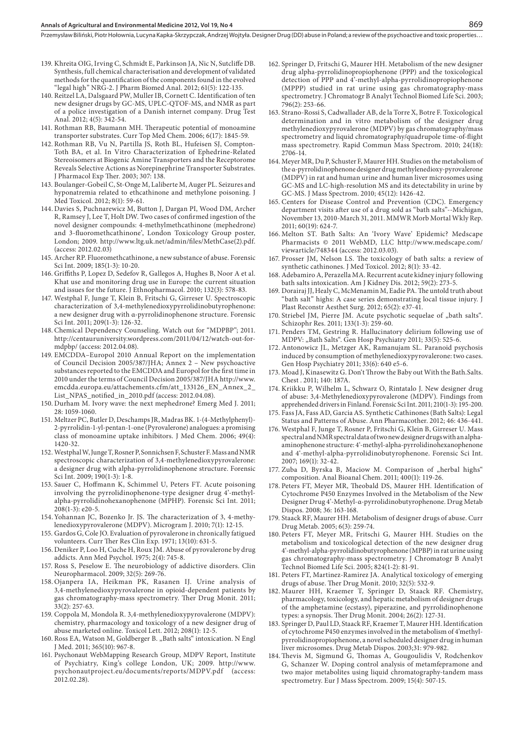139. Khreita OIG, Irving C, Schmidt E, Parkinson JA, Nic N, Sutcliffe DB. Synthesis, full chemical characterisation and development of validated methods for the quantification of the components found in the evolved "legal high" NRG-2. J Pharm Biomed Anal. 2012; 61(5): 122-135.
140. Reitzel LA, Dalsgaard PW, Muller IB, Cornett C. Identification of ten new designer drugs by GC-MS, UPLC-QTOF-MS, and NMR as part of a police investigation of a Danish internet company. Drug Test Anal. 2012; 4(5): 342-54.
141. Rothman RB, Baumann MH. Therapeutic potential of monoamine transporter substrates. Curr Top Med Chem. 2006; 6(17): 1845-59.
142. Rothman RB, Vu N, Partilla JS, Roth BL, Hufeisen SJ, Compton-Toth BA, et al. In Vitro Characterization of Ephedrine-Related Stereoisomers at Biogenic Amine Transporters and the Receptorome Reveals Selective Actions as Norepinephrine Transporter Substrates. J Pharmacol Exp Ther. 2003; 307: 138.
143. Boulanger-Gobeil C, St-Onge M, Laliberte M, Auger PL. Seizures and hyponatremia related to ethcathinone and methylone poisoning. J Med Toxicol. 2012; 8(1): 59-61.
144. Davies S, Puchnarewicz M, Button J, Dargan PI, Wood DM, Archer R, Ramsey J, Lee T, Holt DW. Two cases of confirmed ingestion of the novel designer compounds: 4-methylmethcathinone (mephedrone) and 3-fluoromethcathinone', London Toxicology Group poster, London; 2009. http://www.ltg.uk.net/admin/files/MethCase(2).pdf. (access: 2012.02.03)
145. Archer RP. Fluoromethcathinone, a new substance of abuse. Forensic Sci Int. 2009; 185(1-3): 10-20.
146. Griffiths P, Lopez D, Sedefov R, Gallegos A, Hughes B, Noor A et al. Khat use and monitoring drug use in Europe: the current situation and issues for the future. J Ethnopharmacol. 2010; 132(3): 578-83.
147. Westphal F, Junge T, Klein B, Fritschi G, Girreser U. Spectroscopic characterization of 3,4-methylenedioxypyrrolidinobutyrophenone: a new designer drug with α-pyrrolidinophenone structure. Forensic Sci Int. 2011; 209(1-3): 126-32.
148. Chemical Dependency Counseling. Watch out for "MDPBP"; 2011. http://centauruniversity.wordpress.com/2011/04/12/watch-out-for-mdpbp/ (access: 2012.04.08).
149. EMCDDA–Europol 2010 Annual Report on the implementation of Council Decision 2005/387/JHA; Annex 2 – New psychoactive substances reported to the EMCDDA and Europol for the first time in 2010 under the terms of Council Decision 2005/387/JHA http://www.emcdda.europa.eu/attachements.cfm/att_133126_EN_Annex_2_List_NPAS_notified_in_2010.pdf (access: 2012.04.08).
150. Durham M. Ivory wave: the next mephedrone? Emerg Med J. 2011; 28: 1059-1060.
151. Meltzer PC, Butler D, Deschamps JR, Madras BK. 1-(4-Methylphenyl)-2-pyrrolidin-1-yl-pentan-1-one (Pyrovalerone) analogues: a promising class of monoamine uptake inhibitors. J Med Chem. 2006; 49(4): 1420-32.
152. Westphal W, Junge T, Rosner P, Sonnichsen F, Schuster F. Mass and NMR spectroscopic characterization of 3,4-methylenedioxypyrovalerone: a designer drug with alpha-pyrrolidinophenone structure. Forensic Sci Int. 2009; 190(1-3): 1-8.
153. Sauer C, Hoffmann K, Schimmel U, Peters FT. Acute poisoning involving the pyrrolidinophenone-type designer drug 4'-methyl-alpha-pyrrolidinohexanophenone (MPHP). Forensic Sci Int. 2011; 208(1-3): e20-5.
154. Yohannan JC, Bozenko Jr. JS. The characterization of 3, 4-methylenedioxypyrovalerone (MDPV). Microgram J. 2010; 7(1): 12-15.
155. Gardos G, Cole JO. Evaluation of pyrovalerone in chronically fatigued volunteers. Curr Ther Res Clin Exp. 1971; 13(10): 631-5.
156. Deniker P, Loo H, Cuche H, Roux JM. Abuse of pyrovalerone by drug addicts. Ann Med Psychol. 1975; 2(4): 745-8.
157. Ross S, Peselow E. The neurobiology of addictive disorders. Clin Neuropharmacol. 2009; 32(5): 269-76.
158. Ojanpera IA, Heikman PK, Rasanen IJ. Urine analysis of 3,4-methylenedioxypyrovalerone in opioid-dependent patients by gas chromatography-mass spectrometry. Ther Drug Monit. 2011; 33(2): 257-63.
159. Coppola M, Mondola R. 3,4-methylenedioxypyrovalerone (MDPV): chemistry, pharmacology and toxicology of a new designer drug of abuse marketed online. Toxicol Lett. 2012; 208(1): 12-5.
160. Ross EA, Watson M, Goldberger B. „Bath salts" intoxication. N Engl J Med. 2011; 365(10): 967-8.
161. Psychonaut WebMapping Research Group, MDPV Report, Institute of Psychiatry, King's college London, UK; 2009. http://www.psychonautproject.eu/documents/reports/MDPV.pdf (access: 2012.02.28).
162. Springer D, Fritschi G, Maurer HH. Metabolism of the new designer drug alpha-pyrrolidinopropiophenone (PPP) and the toxicological detection of PPP and 4'-methyl-alpha-pyrrolidinopropiophenone (MPPP) studied in rat urine using gas chromatography-mass spectrometry. J Chromatogr B Analyt Technol Biomed Life Sci. 2003; 796(2): 253-66.
163. Strano-Rossi S, Cadwallader AB, de la Torre X, Botre F. Toxicological determination and in vitro metabolism of the designer drug methylenedioxypyrovalerone (MDPV) by gas chromatography/mass spectrometry and liquid chromatography/quadrupole time-of-flight mass spectrometry. Rapid Commun Mass Spectrom. 2010; 24(18): 2706-14.
164. Meyer MR, Du P, Schuster F, Maurer HH. Studies on the metabolism of the α-pyrrolidinophenone designer drug methylenedioxy-pyrovalerone (MDPV) in rat and human urine and human liver microsomes using GC-MS and LC-high-resolution MS and its detectability in urine by GC-MS. J Mass Spectrom. 2010; 45(12): 1426-42.
165. Centers for Disease Control and Prevention (CDC). Emergency department visits after use of a drug sold as "bath salts"--Michigan, November 13, 2010-March 31, 2011. MMWR Morb Mortal Wkly Rep. 2011; 60(19): 624-7.
166. Melton ST. Bath Salts: An 'Ivory Wave' Epidemic? Medscape Pharmacists © 2011 WebMD, LLC http://www.medscape.com/viewarticle/748344 (access: 2012.03.03).
167. Prosser JM, Nelson LS. The toxicology of bath salts: a review of synthetic cathinones. J Med Toxicol. 2012; 8(1): 33-42.
168. Adebamiro A, Perazella MA. Recurrent acute kidney injury following bath salts intoxication. Am J Kidney Dis. 2012; 59(2): 273-5.
169. Dorairaj JJ, Healy C, McMenamin M, Eadie PA. The untold truth about "bath salt" highs: A case series demonstrating local tissue injury. J Plast Reconstr Aesthet Surg. 2012; 65(2): e37-41.
170. Striebel JM, Pierre JM. Acute psychotic sequelae of „bath salts". Schizophr Res. 2011; 133(1-3): 259-60.
171. Penders TM, Gestring R. Hallucinatory delirium following use of MDPV: „Bath Salts". Gen Hosp Psychiatry 2011; 33(5): 525-6.
172. Antonowicz JL, Metzger AK, Ramanujam SL. Paranoid psychosis induced by consumption of methylenedioxypyrovalerone: two cases. Gen Hosp Psychiatry 2011; 33(6): 640 e5-6.
173. Moad J, Kinasewitz G. Don't Throw the Baby out With the Bath.Salts. Chest . 2011; 140: 187A.
174. Kriikku P, Wilhelm L, Schwarz O, Rintatalo J. New designer drug of abuse: 3,4-Methylenedioxypyrovalerone (MDPV). Findings from apprehended drivers in Finland. Forensic Sci Int. 2011; 210(1-3): 195-200.
175. Fass JA, Fass AD, Garcia AS. Synthetic Cathinones (Bath Salts): Legal Status and Patterns of Abuse. Ann Pharmacother. 2012; 46: 436-441.
176. Westphal F, Junge T, Rosner P, Fritschi G, Klein B, Girreser U. Mass spectral and NMR spectral data of two new designer drugs with an alpha-aminophenone structure: 4'-methyl-alpha-pyrrolidinohexanophenone and 4'-methyl-alpha-pyrrolidinobutyrophenone. Forensic Sci Int. 2007; 169(1): 32-42.
177. Zuba D, Byrska B, Maciow M. Comparison of „herbal highs" composition. Anal Bioanal Chem. 2011; 400(1): 119-26.
178. Peters FT, Meyer MR, Theobald DS, Maurer HH. Identification of Cytochrome P450 Enzymes Involved in the Metabolism of the New Designer Drug 4'-Methyl-α-pyrrolidinobutyrophenone. Drug Metab Dispos. 2008; 36: 163-168.
179. Staack RF, Maurer HH. Metabolism of designer drugs of abuse. Curr Drug Metab. 2005; 6(3): 259-74.
180. Peters FT, Meyer MR, Fritschi G, Maurer HH. Studies on the metabolism and toxicological detection of the new designer drug 4'-methyl-alpha-pyrrolidinobutyrophenone (MPBP) in rat urine using gas chromatography-mass spectrometry. J Chromatogr B Analyt Technol Biomed Life Sci. 2005; 824(1-2): 81-91.
181. Peters FT, Martinez-Ramirez JA. Analytical toxicology of emerging drugs of abuse. Ther Drug Monit. 2010; 32(5): 532-9.
182. Maurer HH, Kraemer T, Springer D, Staack RF. Chemistry, pharmacology, toxicology, and hepatic metabolism of designer drugs of the amphetamine (ecstasy), piperazine, and pyrrolidinophenone types: a synopsis. Ther Drug Monit. 2004; 26(2): 127-31.
183. Springer D, Paul LD, Staack RF, Kraemer T, Maurer HH. Identification of cytochrome P450 enzymes involved in the metabolism of 4'methyl-pyrrolidinopropiophenone, a novel scheduled designer drug in human liver microsomes. Drug Metab Dispos. 2003;31: 979-982.
184. Thevis M, Sigmund G, Thomas A, Gougoulidis V, Rodchenkov G, Schanzer W. Doping control analysis of metamfepramone and two major metabolites using liquid chromatography-tandem mass spectrometry. Eur J Mass Spectrom. 2009; 15(4): 507-15.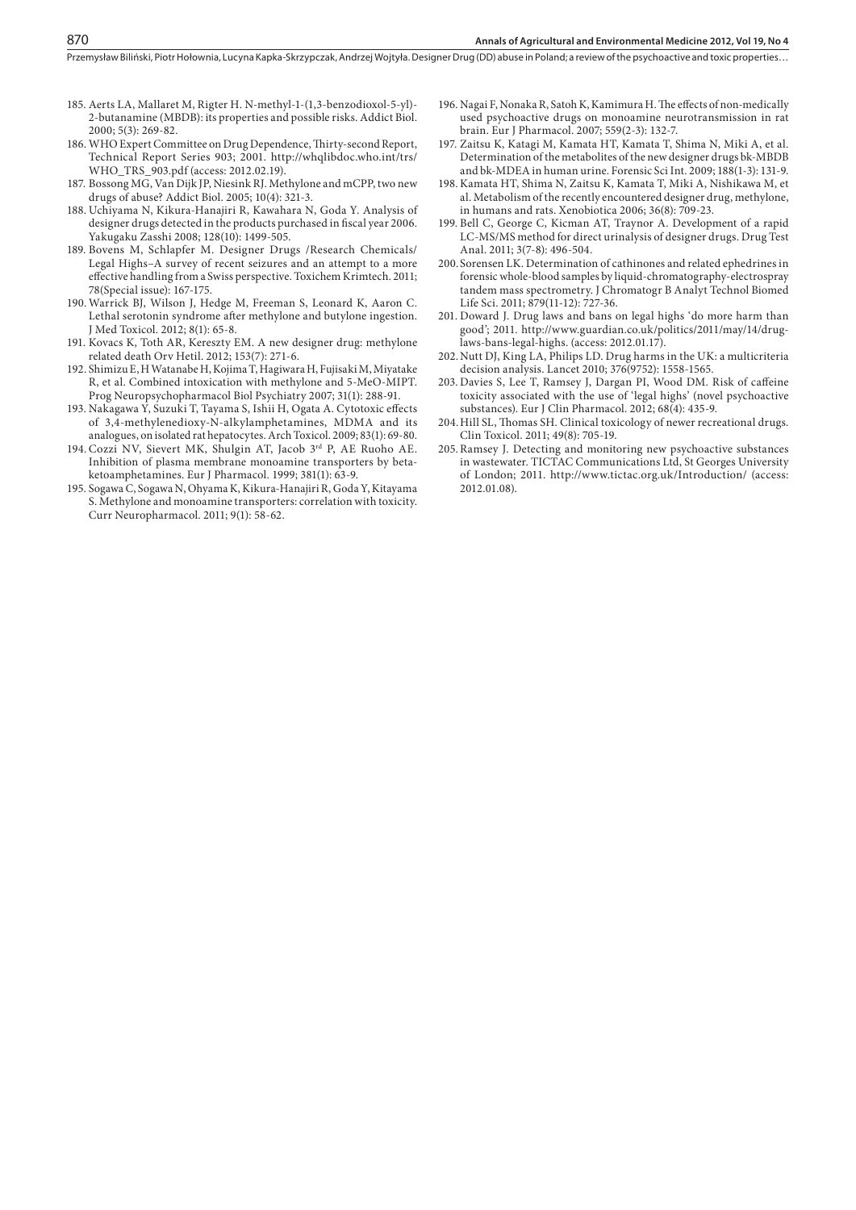185. Aerts LA, Mallaret M, Rigter H. N-methyl-1-(1,3-benzodioxol-5-yl)-2-butanamine (MBDB): its properties and possible risks. Addict Biol. 2000; 5(3): 269-82.
186. WHO Expert Committee on Drug Dependence, Thirty-second Report, Technical Report Series 903; 2001. http://whqlibdoc.who.int/trs/WHO_TRS_903.pdf (access: 2012.02.19).
187. Bossong MG, Van Dijk JP, Niesink RJ. Methylone and mCPP, two new drugs of abuse? Addict Biol. 2005; 10(4): 321-3.
188. Uchiyama N, Kikura-Hanajiri R, Kawahara N, Goda Y. Analysis of designer drugs detected in the products purchased in fiscal year 2006. Yakugaku Zasshi 2008; 128(10): 1499-505.
189. Bovens M, Schlapfer M. Designer Drugs /Research Chemicals/ Legal Highs–A survey of recent seizures and an attempt to a more effective handling from a Swiss perspective. Toxichem Krimtech. 2011; 78(Special issue): 167-175.
190. Warrick BJ, Wilson J, Hedge M, Freeman S, Leonard K, Aaron C. Lethal serotonin syndrome after methylone and butylone ingestion. J Med Toxicol. 2012; 8(1): 65-8.
191. Kovacs K, Toth AR, Kereszty EM. A new designer drug: methylone related death Orv Hetil. 2012; 153(7): 271-6.
192. Shimizu E, H Watanabe H, Kojima T, Hagiwara H, Fujisaki M, Miyatake R, et al. Combined intoxication with methylone and 5-MeO-MIPT. Prog Neuropsychopharmacol Biol Psychiatry 2007; 31(1): 288-91.
193. Nakagawa Y, Suzuki T, Tayama S, Ishii H, Ogata A. Cytotoxic effects of 3,4-methylenedioxy-N-alkylamphetamines, MDMA and its analogues, on isolated rat hepatocytes. Arch Toxicol. 2009; 83(1): 69-80.
194. Cozzi NV, Sievert MK, Shulgin AT, Jacob 3rd P, AE Ruoho AE. Inhibition of plasma membrane monoamine transporters by beta-ketoamphetamines. Eur J Pharmacol. 1999; 381(1): 63-9.
195. Sogawa C, Sogawa N, Ohyama K, Kikura-Hanajiri R, Goda Y, Kitayama S. Methylone and monoamine transporters: correlation with toxicity. Curr Neuropharmacol. 2011; 9(1): 58-62.
196. Nagai F, Nonaka R, Satoh K, Kamimura H. The effects of non-medically used psychoactive drugs on monoamine neurotransmission in rat brain. Eur J Pharmacol. 2007; 559(2-3): 132-7.
197. Zaitsu K, Katagi M, Kamata HT, Kamata T, Shima N, Miki A, et al. Determination of the metabolites of the new designer drugs bk-MBDB and bk-MDEA in human urine. Forensic Sci Int. 2009; 188(1-3): 131-9.
198. Kamata HT, Shima N, Zaitsu K, Kamata T, Miki A, Nishikawa M, et al. Metabolism of the recently encountered designer drug, methylone, in humans and rats. Xenobiotica 2006; 36(8): 709-23.
199. Bell C, George C, Kicman AT, Traynor A. Development of a rapid LC-MS/MS method for direct urinalysis of designer drugs. Drug Test Anal. 2011; 3(7-8): 496-504.
200. Sorensen LK. Determination of cathinones and related ephedrines in forensic whole-blood samples by liquid-chromatography-electrospray tandem mass spectrometry. J Chromatogr B Analyt Technol Biomed Life Sci. 2011; 879(11-12): 727-36.
201. Doward J. Drug laws and bans on legal highs 'do more harm than good'; 2011. http://www.guardian.co.uk/politics/2011/may/14/drug-laws-bans-legal-highs. (access: 2012.01.17).
202. Nutt DJ, King LA, Philips LD. Drug harms in the UK: a multicriteria decision analysis. Lancet 2010; 376(9752): 1558-1565.
203. Davies S, Lee T, Ramsey J, Dargan PI, Wood DM. Risk of caffeine toxicity associated with the use of 'legal highs' (novel psychoactive substances). Eur J Clin Pharmacol. 2012; 68(4): 435-9.
204. Hill SL, Thomas SH. Clinical toxicology of newer recreational drugs. Clin Toxicol. 2011; 49(8): 705-19.
205. Ramsey J. Detecting and monitoring new psychoactive substances in wastewater. TICTAC Communications Ltd, St Georges University of London; 2011. http://www.tictac.org.uk/Introduction/ (access: 2012.01.08).